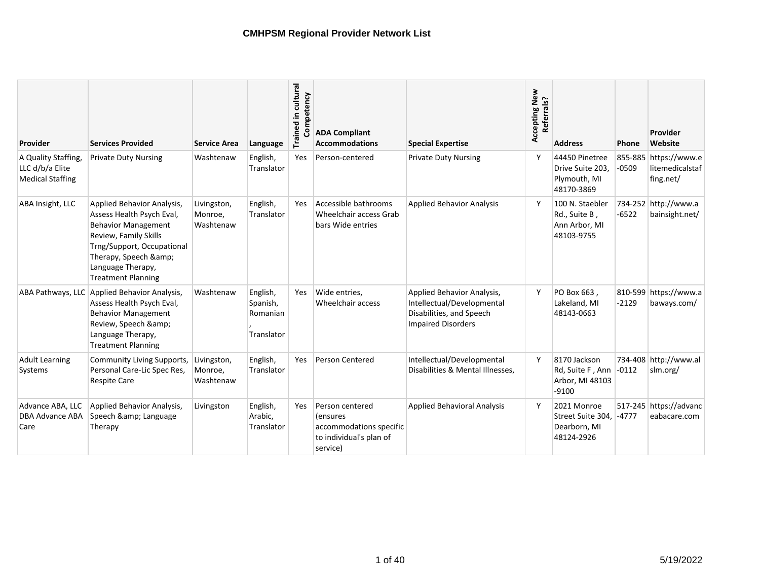# CMHPSM Regional Provider Network List

| Provider | Services Provided | Service Area | Language | Trained in cultural Competency | ADA Compliant Accommodations | Special Expertise | Accepting New Referrals? | Address | Phone | Provider Website |
|---|---|---|---|---|---|---|---|---|---|---|
| A Quality Staffing, LLC d/b/a Elite Medical Staffing | Private Duty Nursing | Washtenaw | English, Translator | Yes | Person-centered | Private Duty Nursing | Y | 44450 Pinetree Drive Suite 203, Plymouth, MI 48170-3869 | 855-885-0509 | https://www.elitemedicalstaffing.net/ |
| ABA Insight, LLC | Applied Behavior Analysis, Assess Health Psych Eval, Behavior Management Review, Family Skills Trng/Support, Occupational Therapy, Speech &amp; Language Therapy, Treatment Planning | Livingston, Monroe, Washtenaw | English, Translator | Yes | Accessible bathrooms Wheelchair access Grab bars Wide entries | Applied Behavior Analysis | Y | 100 N. Staebler Rd., Suite B , Ann Arbor, MI 48103-9755 | 734-252-6522 | http://www.abainsight.net/ |
| ABA Pathways, LLC | Applied Behavior Analysis, Assess Health Psych Eval, Behavior Management Review, Speech &amp; Language Therapy, Treatment Planning | Washtenaw | English, Spanish, Romanian, Translator | Yes | Wide entries, Wheelchair access | Applied Behavior Analysis, Intellectual/Developmental Disabilities, and Speech Impaired Disorders | Y | PO Box 663 , Lakeland, MI 48143-0663 | 810-599-2129 | https://www.abaways.com/ |
| Adult Learning Systems | Community Living Supports, Personal Care-Lic Spec Res, Respite Care | Livingston, Monroe, Washtenaw | English, Translator | Yes | Person Centered | Intellectual/Developmental Disabilities & Mental Illnesses, | Y | 8170 Jackson Rd, Suite F , Ann Arbor, MI 48103-9100 | 734-408-0112 | http://www.alslm.org/ |
| Advance ABA, LLC DBA Advance ABA Care | Applied Behavior Analysis, Speech &amp; Language Therapy | Livingston | English, Arabic, Translator | Yes | Person centered (ensures accommodations specific to individual's plan of service) | Applied Behavioral Analysis | Y | 2021 Monroe Street Suite 304, Dearborn, MI 48124-2926 | 517-245-4777 | https://advanceabacare.com |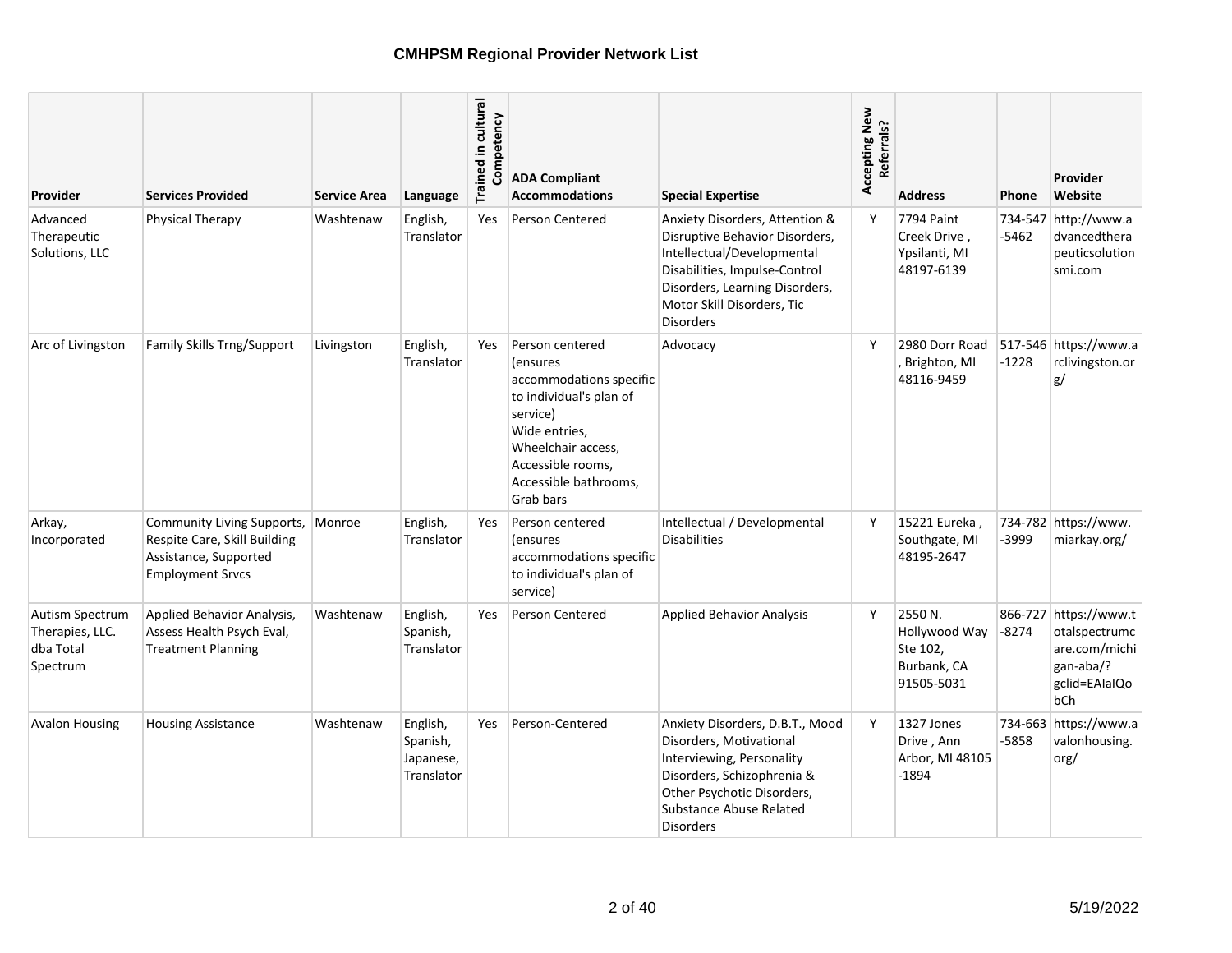# CMHPSM Regional Provider Network List

| Provider | Services Provided | Service Area | Language | Trained in cultural Competency | ADA Compliant Accommodations | Special Expertise | Accepting New Referrals? | Address | Phone | Provider Website |
|---|---|---|---|---|---|---|---|---|---|---|
| Advanced Therapeutic Solutions, LLC | Physical Therapy | Washtenaw | English, Translator | Yes | Person Centered | Anxiety Disorders, Attention & Disruptive Behavior Disorders, Intellectual/Developmental Disabilities, Impulse-Control Disorders, Learning Disorders, Motor Skill Disorders, Tic Disorders | Y | 7794 Paint Creek Drive , Ypsilanti, MI 48197-6139 | 734-547-5462 | http://www.advancedtherapeuticsolutionsmi.com |
| Arc of Livingston | Family Skills Trng/Support | Livingston | English, Translator | Yes | Person centered (ensures accommodations specific to individual's plan of service) Wide entries, Wheelchair access, Accessible rooms, Accessible bathrooms, Grab bars | Advocacy | Y | 2980 Dorr Road , Brighton, MI 48116-9459 | 517-546-1228 | https://www.arclivingston.org/ |
| Arkay, Incorporated | Community Living Supports, Respite Care, Skill Building Assistance, Supported Employment Srvcs | Monroe | English, Translator | Yes | Person centered (ensures accommodations specific to individual's plan of service) | Intellectual / Developmental Disabilities | Y | 15221 Eureka , Southgate, MI 48195-2647 | 734-782-3999 | https://www.miarkay.org/ |
| Autism Spectrum Therapies, LLC. dba Total Spectrum | Applied Behavior Analysis, Assess Health Psych Eval, Treatment Planning | Washtenaw | English, Spanish, Translator | Yes | Person Centered | Applied Behavior Analysis | Y | 2550 N. Hollywood Way Ste 102, Burbank, CA 91505-5031 | 866-727-8274 | https://www.totalspectrumcare.com/michigan-aba/?gclid=EAIaIQobCh |
| Avalon Housing | Housing Assistance | Washtenaw | English, Spanish, Japanese, Translator | Yes | Person-Centered | Anxiety Disorders, D.B.T., Mood Disorders, Motivational Interviewing, Personality Disorders, Schizophrenia & Other Psychotic Disorders, Substance Abuse Related Disorders | Y | 1327 Jones Drive , Ann Arbor, MI 48105-1894 | 734-663-5858 | https://www.avalonhousing.org/ |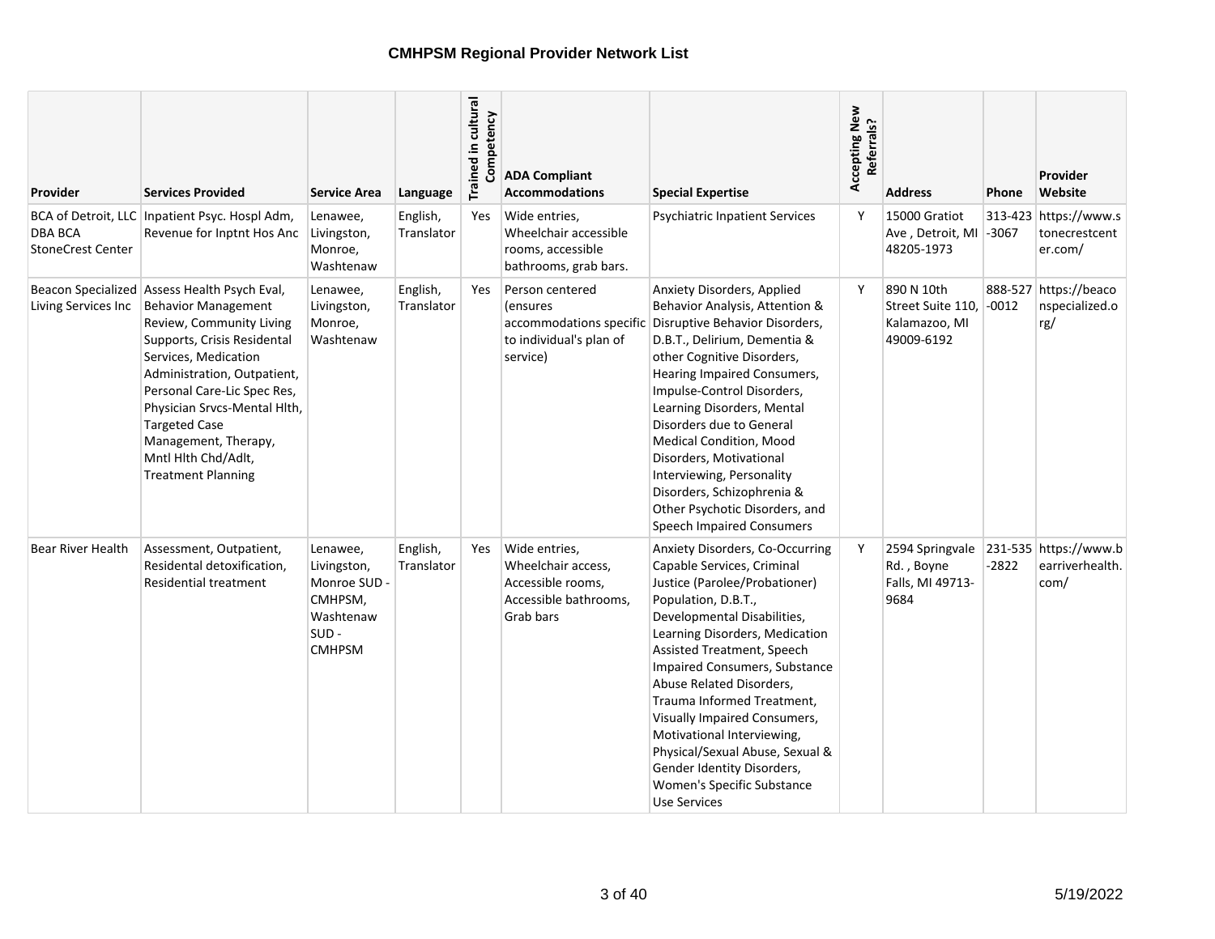# CMHPSM Regional Provider Network List

| Provider | Services Provided | Service Area | Language | Trained in cultural Competency | ADA Compliant Accommodations | Special Expertise | Accepting New Referrals? | Address | Phone | Provider Website |
|---|---|---|---|---|---|---|---|---|---|---|
| BCA of Detroit, LLC DBA BCA StoneCrest Center | Inpatient Psyc. Hospl Adm, Revenue for Inptnt Hos Anc | Lenawee, Livingston, Monroe, Washtenaw | English, Translator | Yes | Wide entries, Wheelchair accessible rooms, accessible bathrooms, grab bars. | Psychiatric Inpatient Services | Y | 15000 Gratiot Ave , Detroit, MI 48205-1973 | 313-423-3067 | https://www.stonecrestcenter.com/ |
| Beacon Specialized Living Services Inc | Assess Health Psych Eval, Behavior Management Review, Community Living Supports, Crisis Residental Services, Medication Administration, Outpatient, Personal Care-Lic Spec Res, Physician Srvcs-Mental Hlth, Targeted Case Management, Therapy, Mntl Hlth Chd/Adlt, Treatment Planning | Lenawee, Livingston, Monroe, Washtenaw | English, Translator | Yes | Person centered (ensures accommodations specific to individual's plan of service) | Anxiety Disorders, Applied Behavior Analysis, Attention & Disruptive Behavior Disorders, D.B.T., Delirium, Dementia & other Cognitive Disorders, Hearing Impaired Consumers, Impulse-Control Disorders, Learning Disorders, Mental Disorders due to General Medical Condition, Mood Disorders, Motivational Interviewing, Personality Disorders, Schizophrenia & Other Psychotic Disorders, and Speech Impaired Consumers | Y | 890 N 10th Street Suite 110, Kalamazoo, MI 49009-6192 | 888-527-0012 | https://beaconspecialized.org/ |
| Bear River Health | Assessment, Outpatient, Residental detoxification, Residential treatment | Lenawee, Livingston, Monroe SUD - CMHPSM, Washtenaw SUD - CMHPSM | English, Translator | Yes | Wide entries, Wheelchair access, Accessible rooms, Accessible bathrooms, Grab bars | Anxiety Disorders, Co-Occurring Capable Services, Criminal Justice (Parolee/Probationer) Population, D.B.T., Developmental Disabilities, Learning Disorders, Medication Assisted Treatment, Speech Impaired Consumers, Substance Abuse Related Disorders, Trauma Informed Treatment, Visually Impaired Consumers, Motivational Interviewing, Physical/Sexual Abuse, Sexual & Gender Identity Disorders, Women's Specific Substance Use Services | Y | 2594 Springvale Rd. , Boyne Falls, MI 49713-9684 | 231-535-2822 | https://www.bearriverhealth.com/ |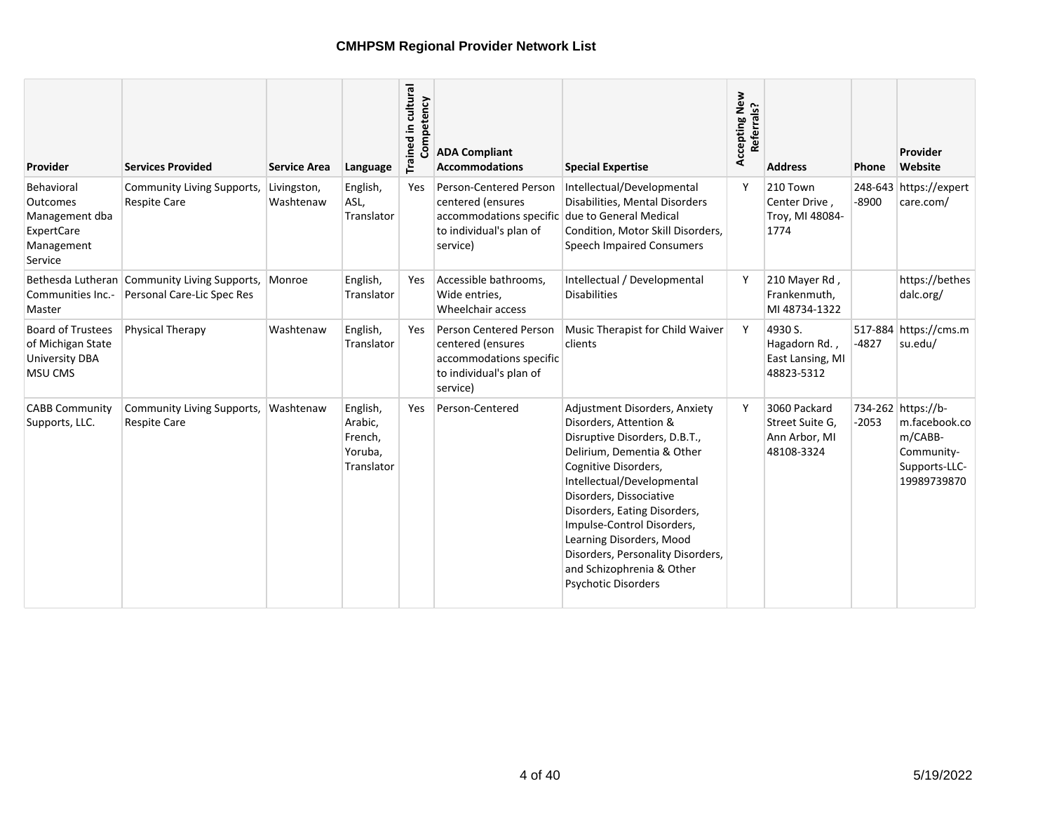**CMHPSM Regional Provider Network List**

| Provider | Services Provided | Service Area | Language | Trained in cultural Competency | ADA Compliant Accommodations | Special Expertise | Accepting New Referrals? | Address | Phone | Provider Website |
|---|---|---|---|---|---|---|---|---|---|---|
| Behavioral Outcomes Management dba ExpertCare Management Service | Community Living Supports, Respite Care | Livingston, Washtenaw | English, ASL, Translator | Yes | Person-Centered Person centered (ensures accommodations specific to individual's plan of service) | Intellectual/Developmental Disabilities, Mental Disorders due to General Medical Condition, Motor Skill Disorders, Speech Impaired Consumers | Y | 210 Town Center Drive , Troy, MI 48084-1774 | 248-643-8900 | https://expertcare.com/ |
| Bethesda Lutheran Communities Inc.- Master | Community Living Supports, Personal Care-Lic Spec Res | Monroe | English, Translator | Yes | Accessible bathrooms, Wide entries, Wheelchair access | Intellectual / Developmental Disabilities | Y | 210 Mayer Rd , Frankenmuth, MI 48734-1322 | | https://bethesdalc.org/ |
| Board of Trustees of Michigan State University DBA MSU CMS | Physical Therapy | Washtenaw | English, Translator | Yes | Person Centered Person centered (ensures accommodations specific to individual's plan of service) | Music Therapist for Child Waiver clients | Y | 4930 S. Hagadorn Rd. , East Lansing, MI 48823-5312 | 517-884-4827 | https://cms.msu.edu/ |
| CABB Community Supports, LLC. | Community Living Supports, Respite Care | Washtenaw | English, Arabic, French, Yoruba, Translator | Yes | Person-Centered | Adjustment Disorders, Anxiety Disorders, Attention & Disruptive Disorders, D.B.T., Delirium, Dementia & Other Cognitive Disorders, Intellectual/Developmental Disorders, Dissociative Disorders, Eating Disorders, Impulse-Control Disorders, Learning Disorders, Mood Disorders, Personality Disorders, and Schizophrenia & Other Psychotic Disorders | Y | 3060 Packard Street Suite G, Ann Arbor, MI 48108-3324 | 734-262-2053 | https://b-m.facebook.com/CABB-Community-Supports-LLC-19989739870 |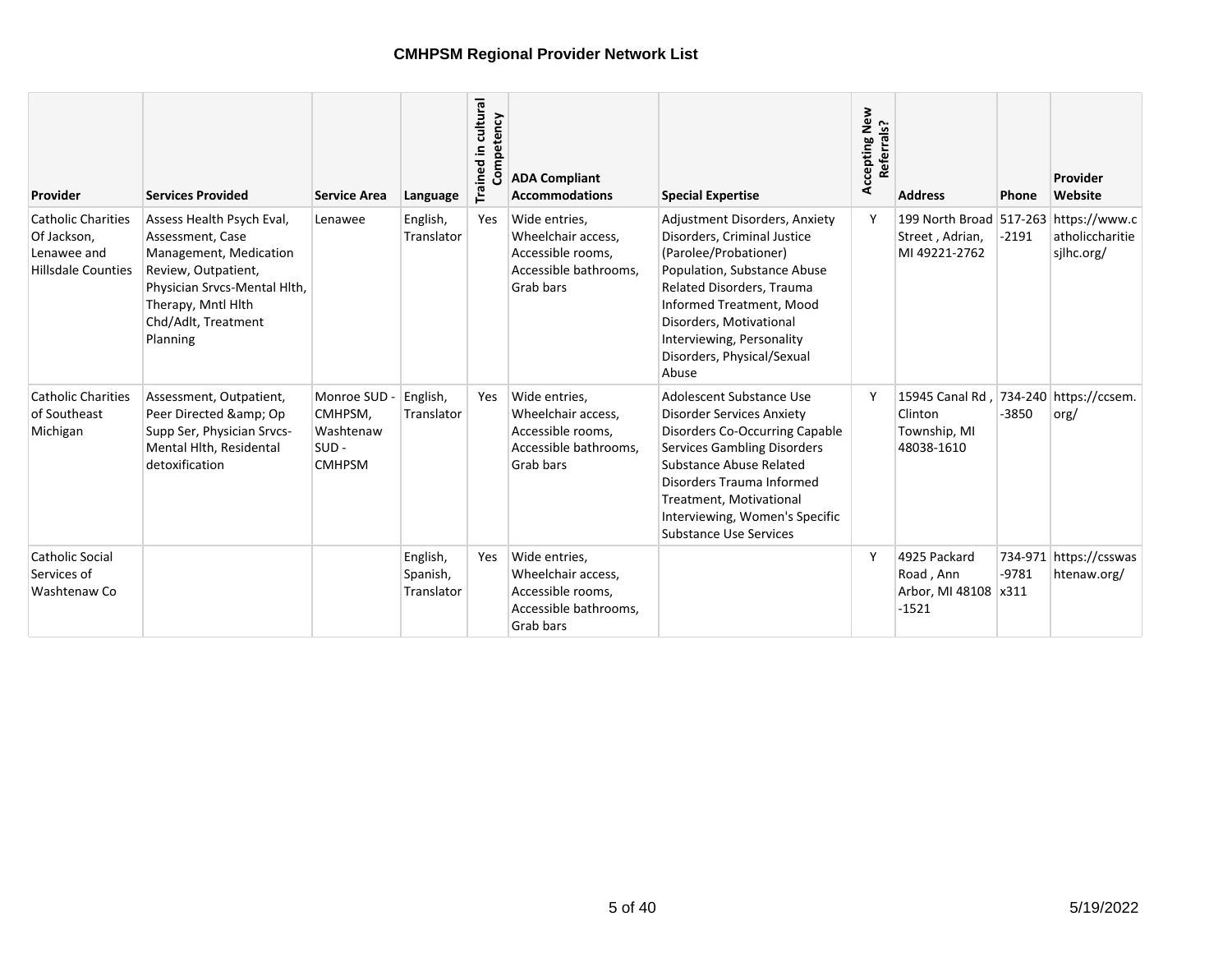## CMHPSM Regional Provider Network List

| Provider | Services Provided | Service Area | Language | Trained in cultural Competency | ADA Compliant Accommodations | Special Expertise | Accepting New Referrals? | Address | Phone | Provider Website |
|---|---|---|---|---|---|---|---|---|---|---|
| Catholic Charities Of Jackson, Lenawee and Hillsdale Counties | Assess Health Psych Eval, Assessment, Case Management, Medication Review, Outpatient, Physician Srvcs-Mental Hlth, Therapy, Mntl Hlth Chd/Adlt, Treatment Planning | Lenawee | English, Translator | Yes | Wide entries, Wheelchair access, Accessible rooms, Accessible bathrooms, Grab bars | Adjustment Disorders, Anxiety Disorders, Criminal Justice (Parolee/Probationer) Population, Substance Abuse Related Disorders, Trauma Informed Treatment, Mood Disorders, Motivational Interviewing, Personality Disorders, Physical/Sexual Abuse | Y | 199 North Broad Street , Adrian, MI 49221-2762 | 517-263-2191 | https://www.catholiccharitiesjlhc.org/ |
| Catholic Charities of Southeast Michigan | Assessment, Outpatient, Peer Directed &amp; Op Supp Ser, Physician Srvcs-Mental Hlth, Residental detoxification | Monroe SUD - CMHPSM, Washtenaw SUD - CMHPSM | English, Translator | Yes | Wide entries, Wheelchair access, Accessible rooms, Accessible bathrooms, Grab bars | Adolescent Substance Use Disorder Services Anxiety Disorders Co-Occurring Capable Services Gambling Disorders Substance Abuse Related Disorders Trauma Informed Treatment, Motivational Interviewing, Women's Specific Substance Use Services | Y | 15945 Canal Rd , Clinton Township, MI 48038-1610 | 734-240-3850 | https://ccsem.org/ |
| Catholic Social Services of Washtenaw Co | | | English, Spanish, Translator | Yes | Wide entries, Wheelchair access, Accessible rooms, Accessible bathrooms, Grab bars | | Y | 4925 Packard Road , Ann Arbor, MI 48108-1521 | 734-971-9781 x311 | https://csswashtenaw.org/ |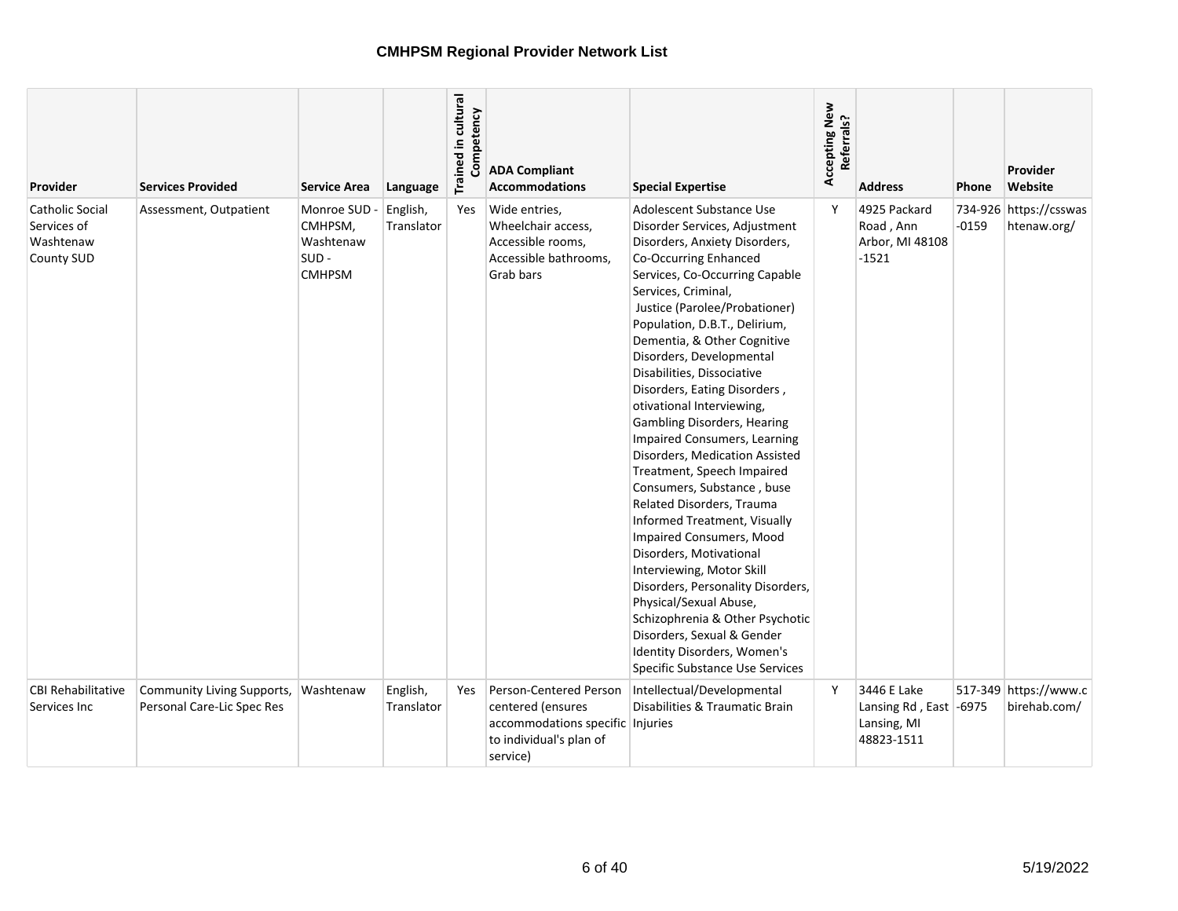# CMHPSM Regional Provider Network List

| Provider | Services Provided | Service Area | Language | Trained in cultural Competency | ADA Compliant Accommodations | Special Expertise | Accepting New Referrals? | Address | Phone | Provider Website |
|---|---|---|---|---|---|---|---|---|---|---|
| Catholic Social Services of Washtenaw County SUD | Assessment, Outpatient | Monroe SUD - CMHPSM, Washtenaw SUD - CMHPSM | English, Translator | Yes | Wide entries, Wheelchair access, Accessible rooms, Accessible bathrooms, Grab bars | Adolescent Substance Use Disorder Services, Adjustment Disorders, Anxiety Disorders, Co-Occurring Enhanced Services, Co-Occurring Capable Services, Criminal, Justice (Parolee/Probationer) Population, D.B.T., Delirium, Dementia, & Other Cognitive Disorders, Developmental Disabilities, Dissociative Disorders, Eating Disorders , otivational Interviewing, Gambling Disorders, Hearing Impaired Consumers, Learning Disorders, Medication Assisted Treatment, Speech Impaired Consumers, Substance , buse Related Disorders, Trauma Informed Treatment, Visually Impaired Consumers, Mood Disorders, Motivational Interviewing, Motor Skill Disorders, Personality Disorders, Physical/Sexual Abuse, Schizophrenia & Other Psychotic Disorders, Sexual & Gender Identity Disorders, Women's Specific Substance Use Services | Y | 4925 Packard Road , Ann Arbor, MI 48108 -1521 | 734-926 -0159 | https://csswashtenaw.org/ |
| CBI Rehabilitative Services Inc | Community Living Supports, Personal Care-Lic Spec Res | Washtenaw | English, Translator | Yes | Person-Centered Person centered (ensures accommodations specific to individual's plan of service) | Intellectual/Developmental Disabilities & Traumatic Brain Injuries | Y | 3446 E Lake Lansing Rd , East Lansing, MI 48823-1511 | 517-349 -6975 | https://www.cbirehab.com/ |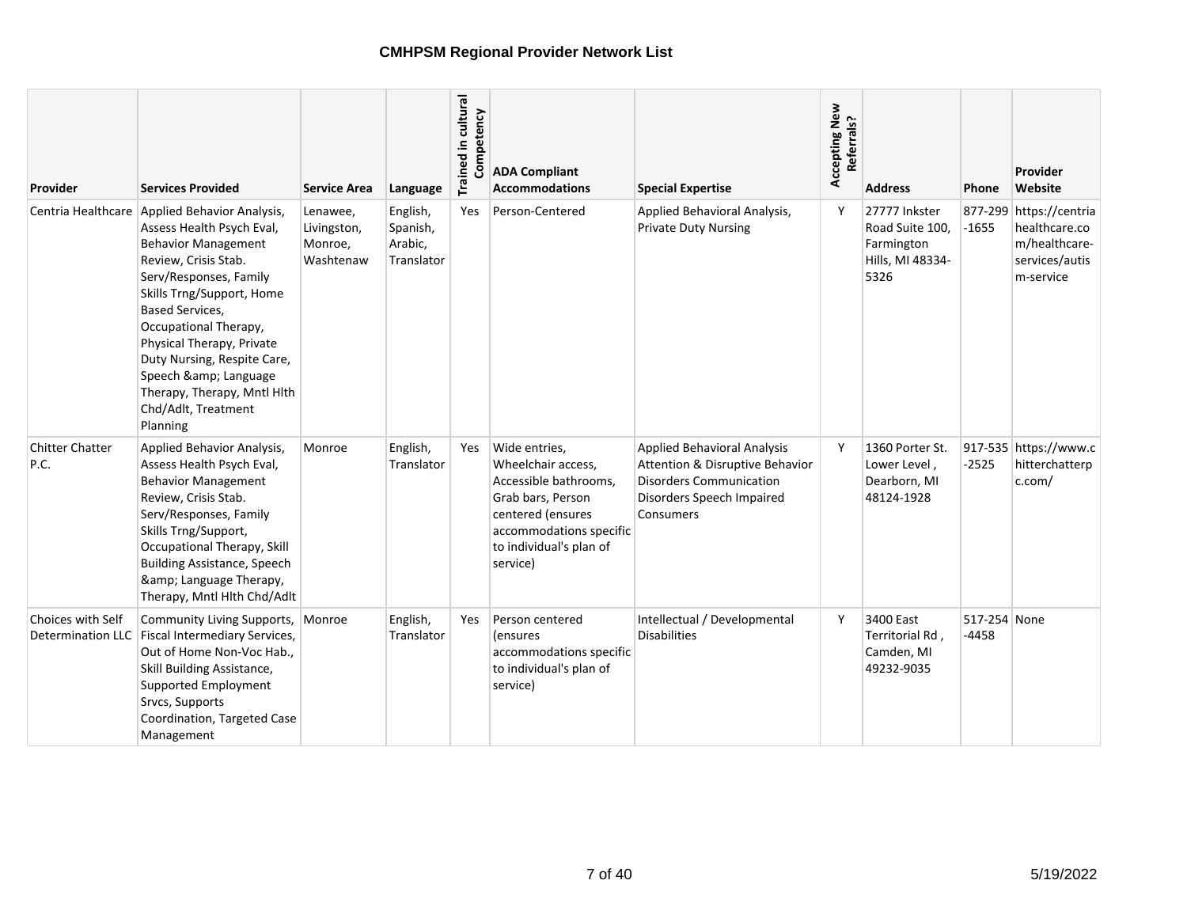**CMHPSM Regional Provider Network List**

| Provider | Services Provided | Service Area | Language | Trained in cultural Competency | ADA Compliant Accommodations | Special Expertise | Accepting New Referrals? | Address | Phone | Provider Website |
|---|---|---|---|---|---|---|---|---|---|---|
| Centria Healthcare | Applied Behavior Analysis, Assess Health Psych Eval, Behavior Management Review, Crisis Stab. Serv/Responses, Family Skills Trng/Support, Home Based Services, Occupational Therapy, Physical Therapy, Private Duty Nursing, Respite Care, Speech &amp; Language Therapy, Therapy, Mntl Hlth Chd/Adlt, Treatment Planning | Lenawee, Livingston, Monroe, Washtenaw | English, Spanish, Arabic, Translator | Yes | Person-Centered | Applied Behavioral Analysis, Private Duty Nursing | Y | 27777 Inkster Road Suite 100, Farmington Hills, MI 48334-5326 | 877-299-1655 | https://centriahealthcare.com/healthcare-services/autism-service |
| Chitter Chatter P.C. | Applied Behavior Analysis, Assess Health Psych Eval, Behavior Management Review, Crisis Stab. Serv/Responses, Family Skills Trng/Support, Occupational Therapy, Skill Building Assistance, Speech &amp; Language Therapy, Therapy, Mntl Hlth Chd/Adlt | Monroe | English, Translator | Yes | Wide entries, Wheelchair access, Accessible bathrooms, Grab bars, Person centered (ensures accommodations specific to individual's plan of service) | Applied Behavioral Analysis Attention & Disruptive Behavior Disorders Communication Disorders Speech Impaired Consumers | Y | 1360 Porter St. Lower Level , Dearborn, MI 48124-1928 | 917-535-2525 | https://www.chitterchatterpc.com/ |
| Choices with Self Determination LLC | Community Living Supports, Fiscal Intermediary Services, Out of Home Non-Voc Hab., Skill Building Assistance, Supported Employment Srvcs, Supports Coordination, Targeted Case Management | Monroe | English, Translator | Yes | Person centered (ensures accommodations specific to individual's plan of service) | Intellectual / Developmental Disabilities | Y | 3400 East Territorial Rd , Camden, MI 49232-9035 | 517-254-4458 | None |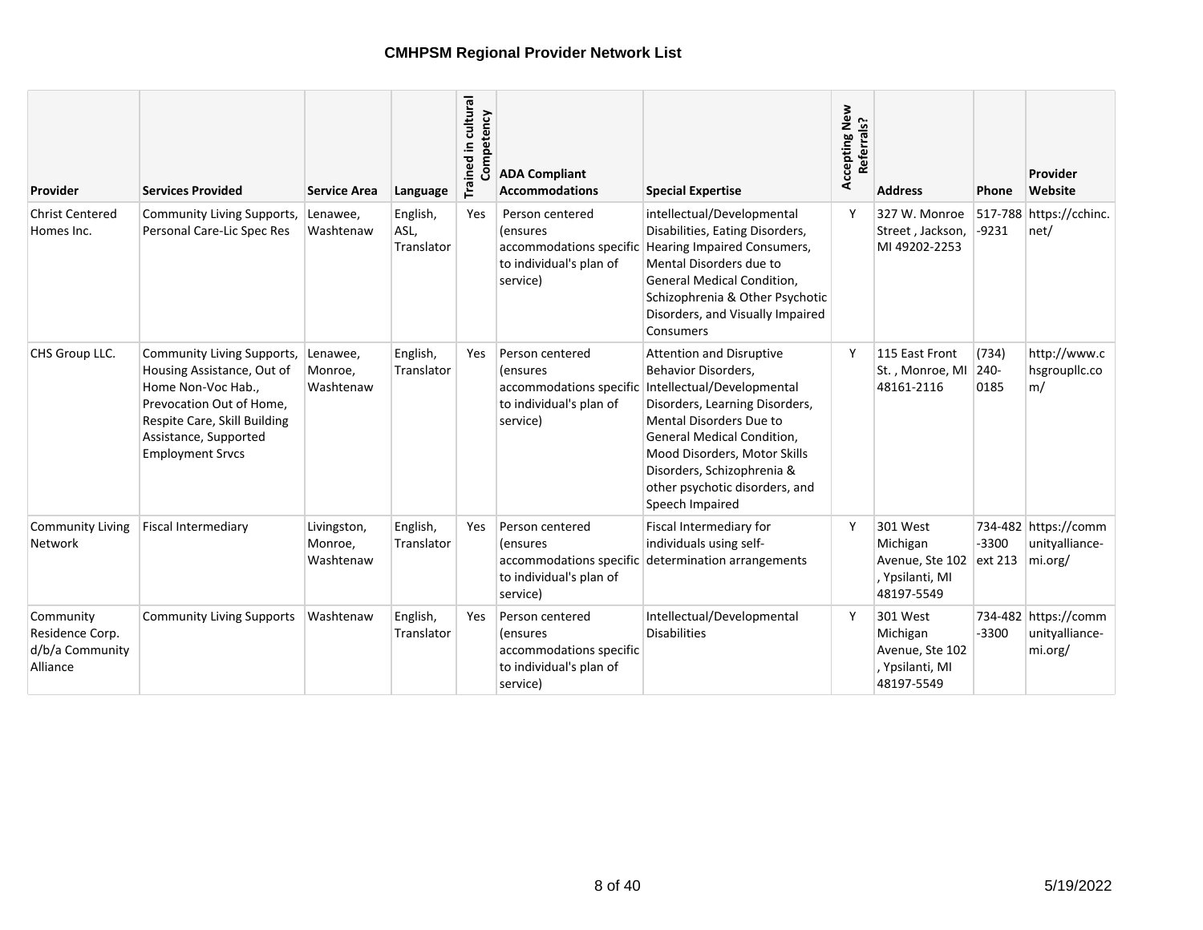**CMHPSM Regional Provider Network List**

| Provider | Services Provided | Service Area | Language | Trained in cultural Competency | ADA Compliant Accommodations | Special Expertise | Accepting New Referrals? | Address | Phone | Provider Website |
|---|---|---|---|---|---|---|---|---|---|---|
| Christ Centered Homes Inc. | Community Living Supports, Personal Care-Lic Spec Res | Lenawee, Washtenaw | English, ASL, Translator | Yes | Person centered (ensures accommodations specific to individual's plan of service) | intellectual/Developmental Disabilities, Eating Disorders, Hearing Impaired Consumers, Mental Disorders due to General Medical Condition, Schizophrenia & Other Psychotic Disorders, and Visually Impaired Consumers | Y | 327 W. Monroe Street , Jackson, MI 49202-2253 | 517-788-9231 | https://cchinc.net/ |
| CHS Group LLC. | Community Living Supports, Housing Assistance, Out of Home Non-Voc Hab., Prevocation Out of Home, Respite Care, Skill Building Assistance, Supported Employment Srvcs | Lenawee, Monroe, Washtenaw | English, Translator | Yes | Person centered (ensures accommodations specific to individual's plan of service) | Attention and Disruptive Behavior Disorders, Intellectual/Developmental Disorders, Learning Disorders, Mental Disorders Due to General Medical Condition, Mood Disorders, Motor Skills Disorders, Schizophrenia & other psychotic disorders, and Speech Impaired | Y | 115 East Front St. , Monroe, MI 48161-2116 | (734) 240-0185 | http://www.chsgroupllc.com/ |
| Community Living Network | Fiscal Intermediary | Livingston, Monroe, Washtenaw | English, Translator | Yes | Person centered (ensures accommodations specific to individual's plan of service) | Fiscal Intermediary for individuals using self-determination arrangements | Y | 301 West Michigan Avenue, Ste 102 , Ypsilanti, MI 48197-5549 | 734-482-3300 ext 213 | https://communityalliance-mi.org/ |
| Community Residence Corp. d/b/a Community Alliance | Community Living Supports | Washtenaw | English, Translator | Yes | Person centered (ensures accommodations specific to individual's plan of service) | Intellectual/Developmental Disabilities | Y | 301 West Michigan Avenue, Ste 102 , Ypsilanti, MI 48197-5549 | 734-482-3300 | https://communityalliance-mi.org/ |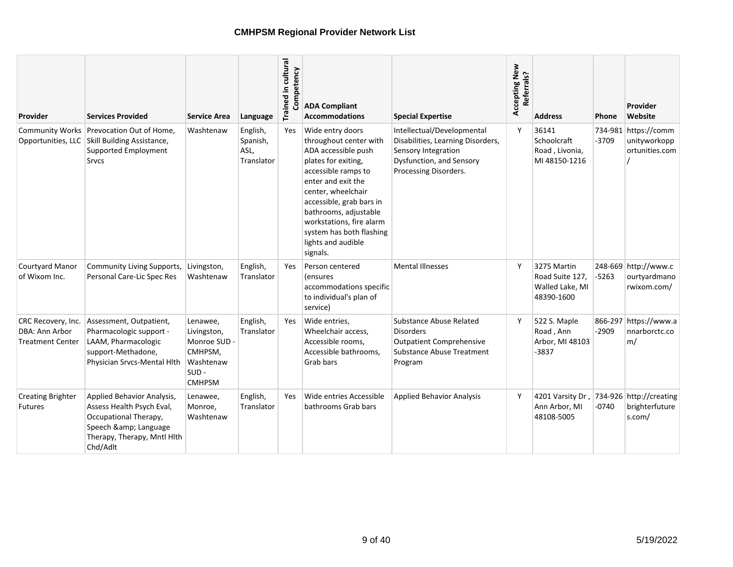## CMHPSM Regional Provider Network List

| Provider | Services Provided | Service Area | Language | Trained in cultural Competency | ADA Compliant Accommodations | Special Expertise | Accepting New Referrals? | Address | Phone | Provider Website |
|---|---|---|---|---|---|---|---|---|---|---|
| Community Works Opportunities, LLC | Prevocation Out of Home, Skill Building Assistance, Supported Employment Srvcs | Washtenaw | English, Spanish, ASL, Translator | Yes | Wide entry doors throughout center with ADA accessible push plates for exiting, accessible ramps to enter and exit the center, wheelchair accessible, grab bars in bathrooms, adjustable workstations, fire alarm system has both flashing lights and audible signals. | Intellectual/Developmental Disabilities, Learning Disorders, Sensory Integration Dysfunction, and Sensory Processing Disorders. | Y | 36141 Schoolcraft Road , Livonia, MI 48150-1216 | 734-981-3709 | https://communityworkopportunities.com/ |
| Courtyard Manor of Wixom Inc. | Community Living Supports, Personal Care-Lic Spec Res | Livingston, Washtenaw | English, Translator | Yes | Person centered (ensures accommodations specific to individual's plan of service) | Mental Illnesses | Y | 3275 Martin Road Suite 127, Walled Lake, MI 48390-1600 | 248-669-5263 | http://www.courtyardmanorwixom.com/ |
| CRC Recovery, Inc. DBA: Ann Arbor Treatment Center | Assessment, Outpatient, Pharmacologic support - LAAM, Pharmacologic support-Methadone, Physician Srvcs-Mental Hlth | Lenawee, Livingston, Monroe SUD - CMHPSM, Washtenaw SUD - CMHPSM | English, Translator | Yes | Wide entries, Wheelchair access, Accessible rooms, Accessible bathrooms, Grab bars | Substance Abuse Related Disorders<br>Outpatient Comprehensive Substance Abuse Treatment Program | Y | 522 S. Maple Road , Ann Arbor, MI 48103-3837 | 866-297-2909 | https://www.annarborctc.com/ |
| Creating Brighter Futures | Applied Behavior Analysis, Assess Health Psych Eval, Occupational Therapy, Speech &amp; Language Therapy, Therapy, Mntl Hlth Chd/Adlt | Lenawee, Monroe, Washtenaw | English, Translator | Yes | Wide entries Accessible bathrooms Grab bars | Applied Behavior Analysis | Y | 4201 Varsity Dr , Ann Arbor, MI 48108-5005 | 734-926-0740 | http://creatingbrighterfutures.com/ |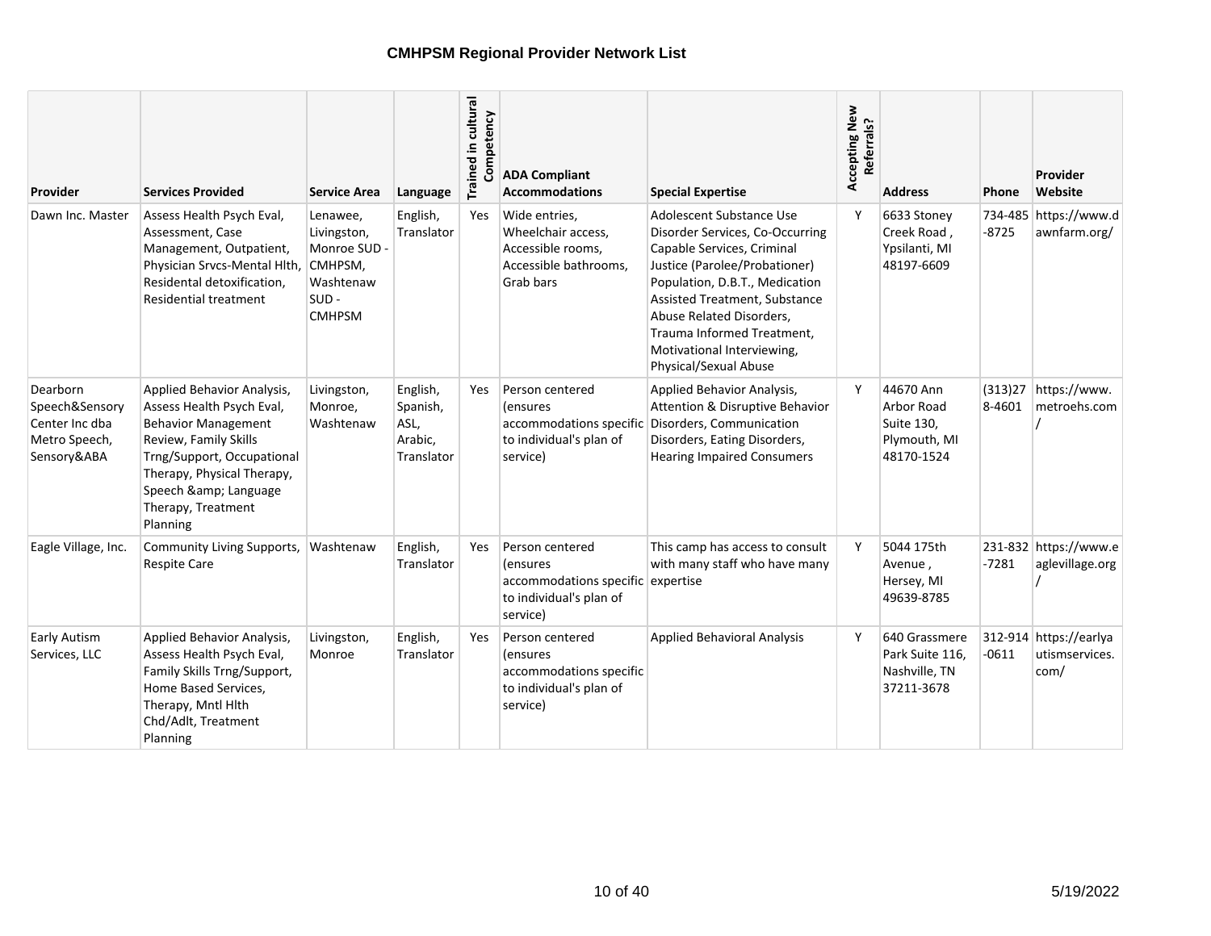# CMHPSM Regional Provider Network List

| Provider | Services Provided | Service Area | Language | Trained in cultural Competency | ADA Compliant Accommodations | Special Expertise | Accepting New Referrals? | Address | Phone | Provider Website |
|---|---|---|---|---|---|---|---|---|---|---|
| Dawn Inc. Master | Assess Health Psych Eval, Assessment, Case Management, Outpatient, Physician Srvcs-Mental Hlth, Residental detoxification, Residential treatment | Lenawee, Livingston, Monroe SUD - CMHPSM, Washtenaw SUD - CMHPSM | English, Translator | Yes | Wide entries, Wheelchair access, Accessible rooms, Accessible bathrooms, Grab bars | Adolescent Substance Use Disorder Services, Co-Occurring Capable Services, Criminal Justice (Parolee/Probationer) Population, D.B.T., Medication Assisted Treatment, Substance Abuse Related Disorders, Trauma Informed Treatment, Motivational Interviewing, Physical/Sexual Abuse | Y | 6633 Stoney Creek Road , Ypsilanti, MI 48197-6609 | 734-485-8725 | https://www.dawnfarm.org/ |
| Dearborn Speech&Sensory Center Inc dba Metro Speech, Sensory&ABA | Applied Behavior Analysis, Assess Health Psych Eval, Behavior Management Review, Family Skills Trng/Support, Occupational Therapy, Physical Therapy, Speech &amp; Language Therapy, Treatment Planning | Livingston, Monroe, Washtenaw | English, Spanish, ASL, Arabic, Translator | Yes | Person centered (ensures accommodations specific to individual's plan of service) | Applied Behavior Analysis, Attention & Disruptive Behavior Disorders, Communication Disorders, Eating Disorders, Hearing Impaired Consumers | Y | 44670 Ann Arbor Road Suite 130, Plymouth, MI 48170-1524 | (313)278-4601 | https://www.metroehs.com/ |
| Eagle Village, Inc. | Community Living Supports, Respite Care | Washtenaw | English, Translator | Yes | Person centered (ensures accommodations specific to individual's plan of service) | This camp has access to consult with many staff who have many expertise | Y | 5044 175th Avenue , Hersey, MI 49639-8785 | 231-832-7281 | https://www.eaglevillage.org/ |
| Early Autism Services, LLC | Applied Behavior Analysis, Assess Health Psych Eval, Family Skills Trng/Support, Home Based Services, Therapy, Mntl Hlth Chd/Adlt, Treatment Planning | Livingston, Monroe | English, Translator | Yes | Person centered (ensures accommodations specific to individual's plan of service) | Applied Behavioral Analysis | Y | 640 Grassmere Park Suite 116, Nashville, TN 37211-3678 | 312-914-0611 | https://earlyautismservices.com/ |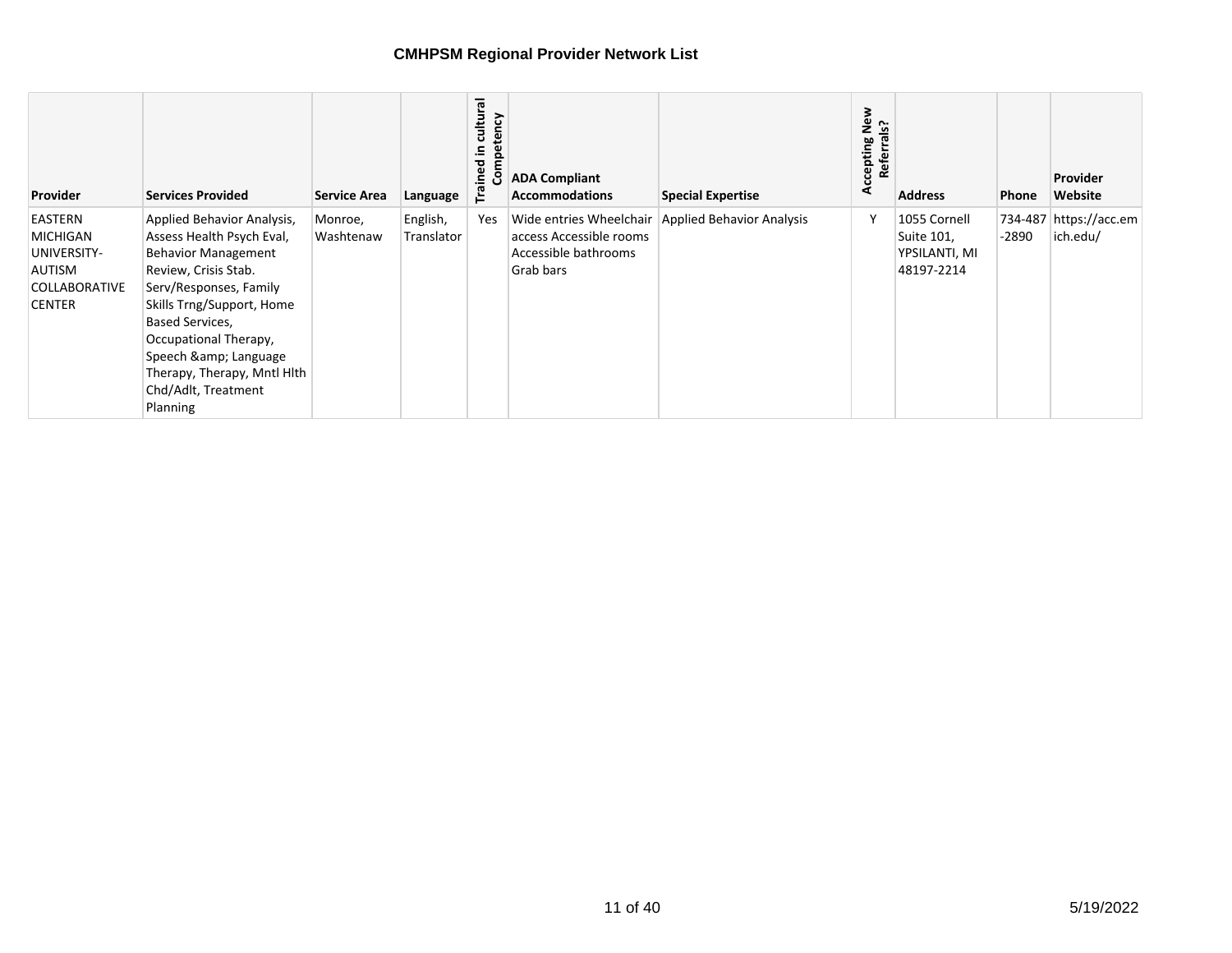# CMHPSM Regional Provider Network List

| Provider | Services Provided | Service Area | Language | Trained in cultural Competency | ADA Compliant Accommodations | Special Expertise | Accepting New Referrals? | Address | Phone | Provider Website |
|---|---|---|---|---|---|---|---|---|---|---|
| EASTERN MICHIGAN UNIVERSITY-AUTISM COLLABORATIVE CENTER | Applied Behavior Analysis, Assess Health Psych Eval, Behavior Management Review, Crisis Stab. Serv/Responses, Family Skills Trng/Support, Home Based Services, Occupational Therapy, Speech &amp; Language Therapy, Therapy, Mntl Hlth Chd/Adlt, Treatment Planning | Monroe, Washtenaw | English, Translator | Yes | Wide entries Wheelchair access Accessible rooms Accessible bathrooms Grab bars | Applied Behavior Analysis | Y | 1055 Cornell Suite 101, YPSILANTI, MI 48197-2214 | 734-487-2890 | https://acc.emich.edu/ |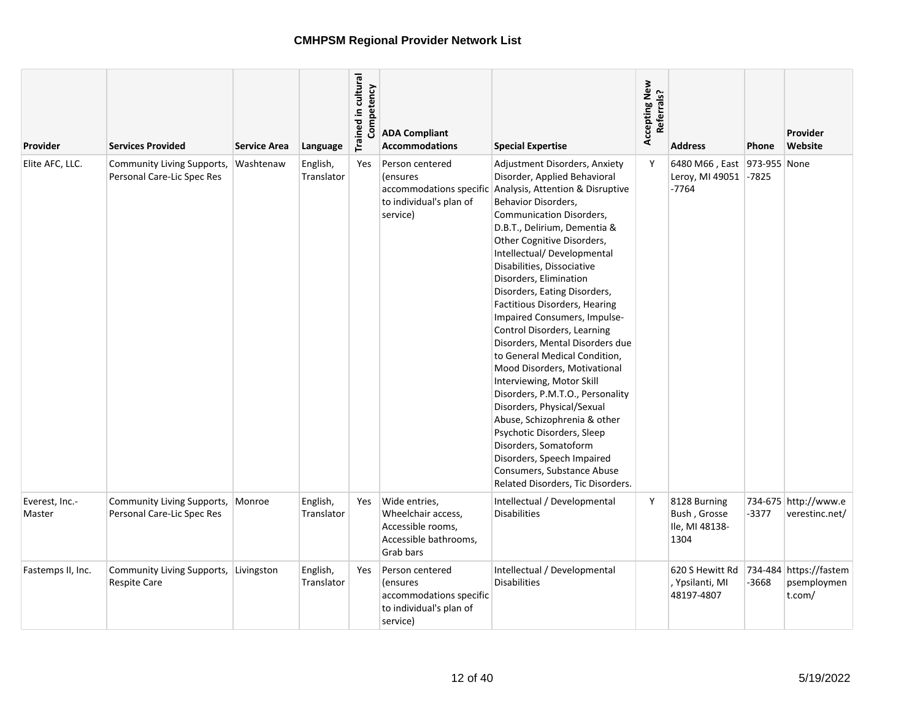# CMHPSM Regional Provider Network List

| Provider | Services Provided | Service Area | Language | Trained in cultural Competency | ADA Compliant Accommodations | Special Expertise | Accepting New Referrals? | Address | Phone | Provider Website |
|---|---|---|---|---|---|---|---|---|---|---|
| Elite AFC, LLC. | Community Living Supports, Personal Care-Lic Spec Res | Washtenaw | English, Translator | Yes | Person centered (ensures accommodations specific to individual's plan of service) | Adjustment Disorders, Anxiety Disorder, Applied Behavioral Analysis, Attention & Disruptive Behavior Disorders, Communication Disorders, D.B.T., Delirium, Dementia & Other Cognitive Disorders, Intellectual/ Developmental Disabilities, Dissociative Disorders, Elimination Disorders, Eating Disorders, Factitious Disorders, Hearing Impaired Consumers, Impulse-Control Disorders, Learning Disorders, Mental Disorders due to General Medical Condition, Mood Disorders, Motivational Interviewing, Motor Skill Disorders, P.M.T.O., Personality Disorders, Physical/Sexual Abuse, Schizophrenia & other Psychotic Disorders, Sleep Disorders, Somatoform Disorders, Speech Impaired Consumers, Substance Abuse Related Disorders, Tic Disorders. | Y | 6480 M66 , East Leroy, MI 49051 -7764 | 973-955 -7825 | None |
| Everest, Inc.-Master | Community Living Supports, Personal Care-Lic Spec Res | Monroe | English, Translator | Yes | Wide entries, Wheelchair access, Accessible rooms, Accessible bathrooms, Grab bars | Intellectual / Developmental Disabilities | Y | 8128 Burning Bush , Grosse Ile, MI 48138-1304 | 734-675 -3377 | http://www.everestinc.net/ |
| Fastemps II, Inc. | Community Living Supports, Respite Care | Livingston | English, Translator | Yes | Person centered (ensures accommodations specific to individual's plan of service) | Intellectual / Developmental Disabilities | | 620 S Hewitt Rd , Ypsilanti, MI 48197-4807 | 734-484 -3668 | https://fastempsemployment.com/ |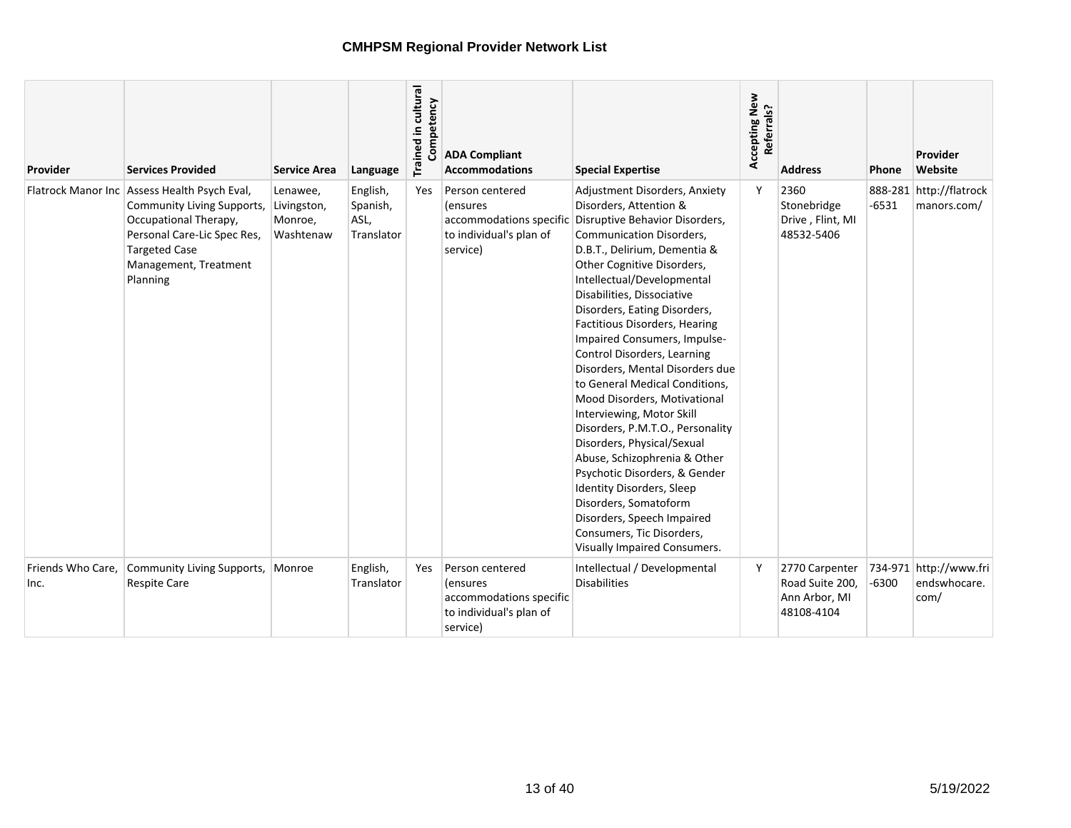# CMHPSM Regional Provider Network List

| Provider | Services Provided | Service Area | Language | Trained in cultural Competency | ADA Compliant Accommodations | Special Expertise | Accepting New Referrals? | Address | Phone | Provider Website |
|---|---|---|---|---|---|---|---|---|---|---|
| Flatrock Manor Inc | Assess Health Psych Eval, Community Living Supports, Occupational Therapy, Personal Care-Lic Spec Res, Targeted Case Management, Treatment Planning | Lenawee, Livingston, Monroe, Washtenaw | English, Spanish, ASL, Translator | Yes | Person centered (ensures accommodations specific to individual's plan of service) | Adjustment Disorders, Anxiety Disorders, Attention & Disruptive Behavior Disorders, Communication Disorders, D.B.T., Delirium, Dementia & Other Cognitive Disorders, Intellectual/Developmental Disabilities, Dissociative Disorders, Eating Disorders, Factitious Disorders, Hearing Impaired Consumers, Impulse-Control Disorders, Learning Disorders, Mental Disorders due to General Medical Conditions, Mood Disorders, Motivational Interviewing, Motor Skill Disorders, P.M.T.O., Personality Disorders, Physical/Sexual Abuse, Schizophrenia & Other Psychotic Disorders, & Gender Identity Disorders, Sleep Disorders, Somatoform Disorders, Speech Impaired Consumers, Tic Disorders, Visually Impaired Consumers. | Y | 2360 Stonebridge Drive , Flint, MI 48532-5406 | 888-281-6531 | http://flatrockmanors.com/ |
| Friends Who Care, Inc. | Community Living Supports, Respite Care | Monroe | English, Translator | Yes | Person centered (ensures accommodations specific to individual's plan of service) | Intellectual / Developmental Disabilities | Y | 2770 Carpenter Road Suite 200, Ann Arbor, MI 48108-4104 | 734-971-6300 | http://www.friendswhocare.com/ |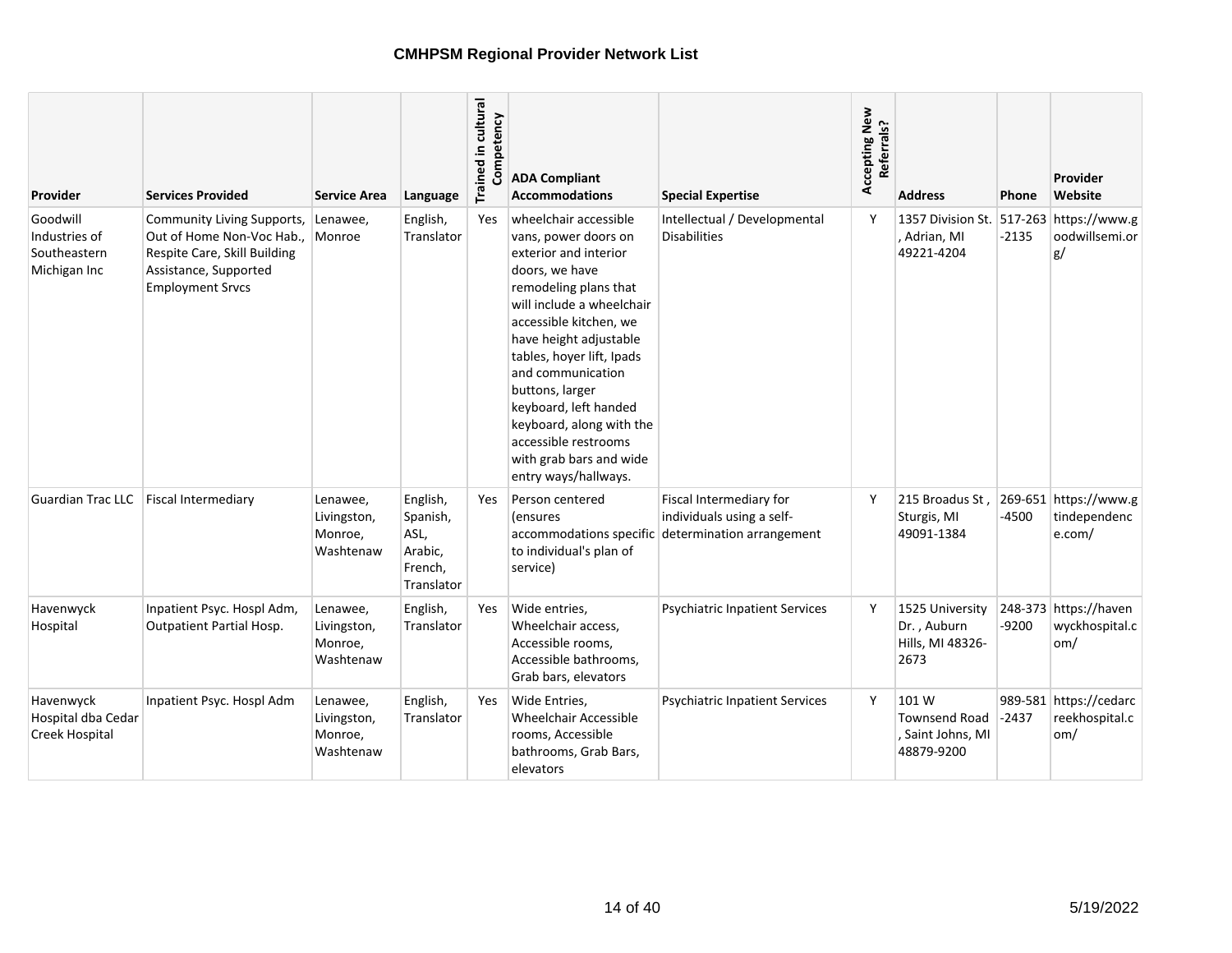# CMHPSM Regional Provider Network List

| Provider | Services Provided | Service Area | Language | Trained in cultural Competency | ADA Compliant Accommodations | Special Expertise | Accepting New Referrals? | Address | Phone | Provider Website |
|---|---|---|---|---|---|---|---|---|---|---|
| Goodwill Industries of Southeastern Michigan Inc | Community Living Supports, Out of Home Non-Voc Hab., Respite Care, Skill Building Assistance, Supported Employment Srvcs | Lenawee, Monroe | English, Translator | Yes | wheelchair accessible vans, power doors on exterior and interior doors, we have remodeling plans that will include a wheelchair accessible kitchen, we have height adjustable tables, hoyer lift, Ipads and communication buttons, larger keyboard, left handed keyboard, along with the accessible restrooms with grab bars and wide entry ways/hallways. | Intellectual / Developmental Disabilities | Y | 1357 Division St. , Adrian, MI 49221-4204 | 517-263-2135 | https://www.goodwillsemi.org/ |
| Guardian Trac LLC | Fiscal Intermediary | Lenawee, Livingston, Monroe, Washtenaw | English, Spanish, ASL, Arabic, French, Translator | Yes | Person centered (ensures accommodations specific to individual's plan of service) | Fiscal Intermediary for individuals using a self-determination arrangement | Y | 215 Broadus St , Sturgis, MI 49091-1384 | 269-651-4500 | https://www.gtindependence.com/ |
| Havenwyck Hospital | Inpatient Psyc. Hospl Adm, Outpatient Partial Hosp. | Lenawee, Livingston, Monroe, Washtenaw | English, Translator | Yes | Wide entries, Wheelchair access, Accessible rooms, Accessible bathrooms, Grab bars, elevators | Psychiatric Inpatient Services | Y | 1525 University Dr. , Auburn Hills, MI 48326-2673 | 248-373-9200 | https://havenwyckhospital.com/ |
| Havenwyck Hospital dba Cedar Creek Hospital | Inpatient Psyc. Hospl Adm | Lenawee, Livingston, Monroe, Washtenaw | English, Translator | Yes | Wide Entries, Wheelchair Accessible rooms, Accessible bathrooms, Grab Bars, elevators | Psychiatric Inpatient Services | Y | 101 W Townsend Road , Saint Johns, MI 48879-9200 | 989-581-2437 | https://cedarcreekhospital.com/ |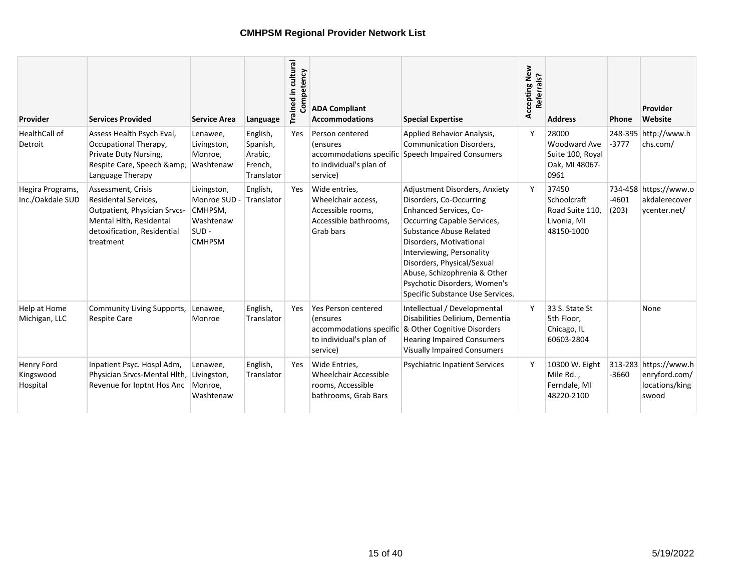# CMHPSM Regional Provider Network List

| Provider | Services Provided | Service Area | Language | Trained in cultural Competency | ADA Compliant Accommodations | Special Expertise | Accepting New Referrals? | Address | Phone | Provider Website |
|---|---|---|---|---|---|---|---|---|---|---|
| HealthCall of Detroit | Assess Health Psych Eval, Occupational Therapy, Private Duty Nursing, Respite Care, Speech &amp; Language Therapy | Lenawee, Livingston, Monroe, Washtenaw | English, Spanish, Arabic, French, Translator | Yes | Person centered (ensures accommodations specific to individual's plan of service) | Applied Behavior Analysis, Communication Disorders, Speech Impaired Consumers | Y | 28000 Woodward Ave Suite 100, Royal Oak, MI 48067-0961 | 248-395-3777 | http://www.hchs.com/ |
| Hegira Programs, Inc./Oakdale SUD | Assessment, Crisis Residental Services, Outpatient, Physician Srvcs-Mental Hlth, Residental detoxification, Residential treatment | Livingston, Monroe SUD - CMHPSM, Washtenaw SUD - CMHPSM | English, Translator | Yes | Wide entries, Wheelchair access, Accessible rooms, Accessible bathrooms, Grab bars | Adjustment Disorders, Anxiety Disorders, Co-Occurring Enhanced Services, Co-Occurring Capable Services, Substance Abuse Related Disorders, Motivational Interviewing, Personality Disorders, Physical/Sexual Abuse, Schizophrenia & Other Psychotic Disorders, Women's Specific Substance Use Services. | Y | 37450 Schoolcraft Road Suite 110, Livonia, MI 48150-1000 | 734-458-4601 (203) | https://www.oakdalerecoverycenter.net/ |
| Help at Home Michigan, LLC | Community Living Supports, Respite Care | Lenawee, Monroe | English, Translator | Yes | Yes Person centered (ensures accommodations specific to individual's plan of service) | Intellectual / Developmental Disabilities Delirium, Dementia & Other Cognitive Disorders Hearing Impaired Consumers Visually Impaired Consumers | Y | 33 S. State St 5th Floor, Chicago, IL 60603-2804 | | None |
| Henry Ford Kingswood Hospital | Inpatient Psyc. Hospl Adm, Physician Srvcs-Mental Hlth, Revenue for Inptnt Hos Anc | Lenawee, Livingston, Monroe, Washtenaw | English, Translator | Yes | Wide Entries, Wheelchair Accessible rooms, Accessible bathrooms, Grab Bars | Psychiatric Inpatient Services | Y | 10300 W. Eight Mile Rd. , Ferndale, MI 48220-2100 | 313-283-3660 | https://www.henryford.com/locations/kingswood |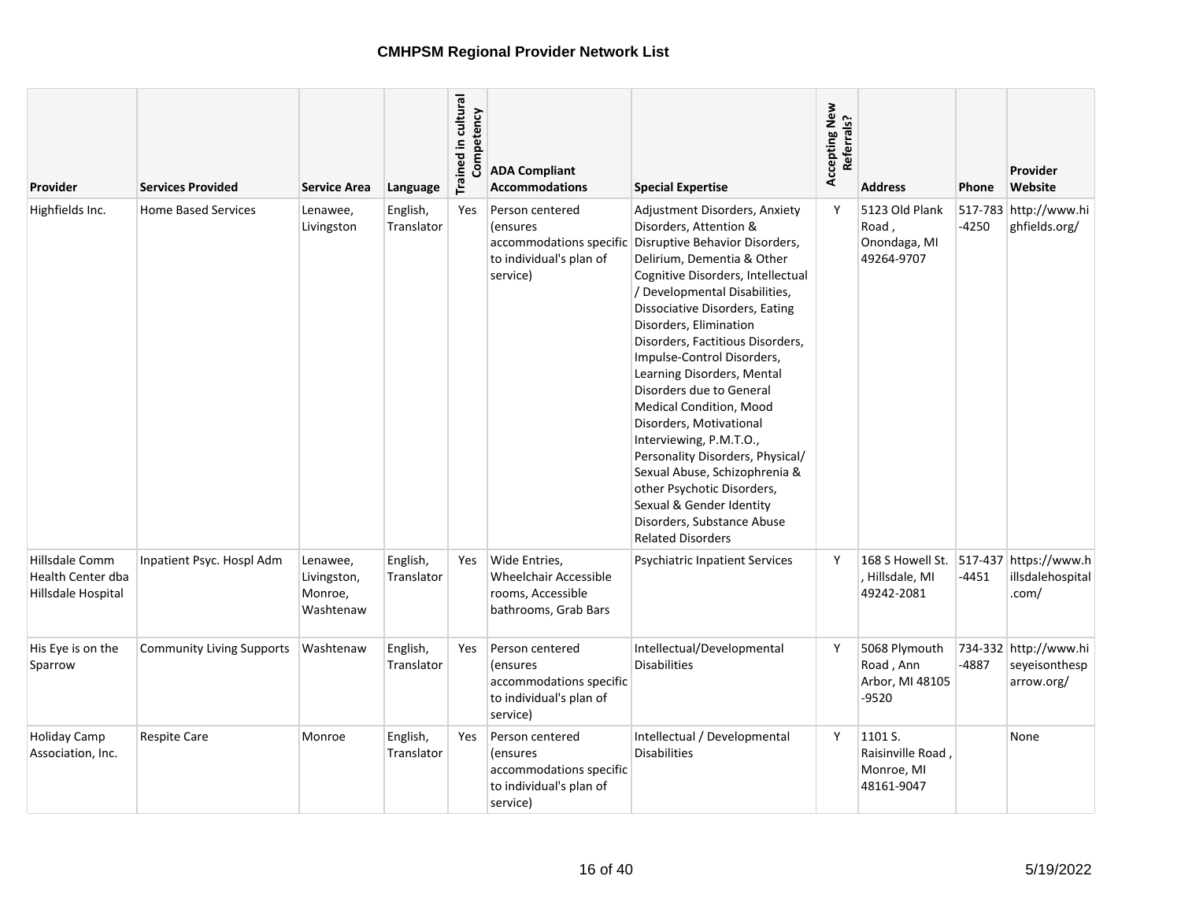# CMHPSM Regional Provider Network List

| Provider | Services Provided | Service Area | Language | Trained in cultural Competency | ADA Compliant Accommodations | Special Expertise | Accepting New Referrals? | Address | Phone | Provider Website |
|---|---|---|---|---|---|---|---|---|---|---|
| Highfields Inc. | Home Based Services | Lenawee, Livingston | English, Translator | Yes | Person centered (ensures accommodations specific to individual's plan of service) | Adjustment Disorders, Anxiety Disorders, Attention & Disruptive Behavior Disorders, Delirium, Dementia & Other Cognitive Disorders, Intellectual / Developmental Disabilities, Dissociative Disorders, Eating Disorders, Elimination Disorders, Factitious Disorders, Impulse-Control Disorders, Learning Disorders, Mental Disorders due to General Medical Condition, Mood Disorders, Motivational Interviewing, P.M.T.O., Personality Disorders, Physical/ Sexual Abuse, Schizophrenia & other Psychotic Disorders, Sexual & Gender Identity Disorders, Substance Abuse Related Disorders | Y | 5123 Old Plank Road , Onondaga, MI 49264-9707 | 517-783-4250 | http://www.highfields.org/ |
| Hillsdale Comm Health Center dba Hillsdale Hospital | Inpatient Psyc. Hospl Adm | Lenawee, Livingston, Monroe, Washtenaw | English, Translator | Yes | Wide Entries, Wheelchair Accessible rooms, Accessible bathrooms, Grab Bars | Psychiatric Inpatient Services | Y | 168 S Howell St. , Hillsdale, MI 49242-2081 | 517-437-4451 | https://www.hillsdalehospital.com/ |
| His Eye is on the Sparrow | Community Living Supports | Washtenaw | English, Translator | Yes | Person centered (ensures accommodations specific to individual's plan of service) | Intellectual/Developmental Disabilities | Y | 5068 Plymouth Road , Ann Arbor, MI 48105-9520 | 734-332-4887 | http://www.hiseyeisonthesparrow.org/ |
| Holiday Camp Association, Inc. | Respite Care | Monroe | English, Translator | Yes | Person centered (ensures accommodations specific to individual's plan of service) | Intellectual / Developmental Disabilities | Y | 1101 S. Raisinville Road , Monroe, MI 48161-9047 | | None |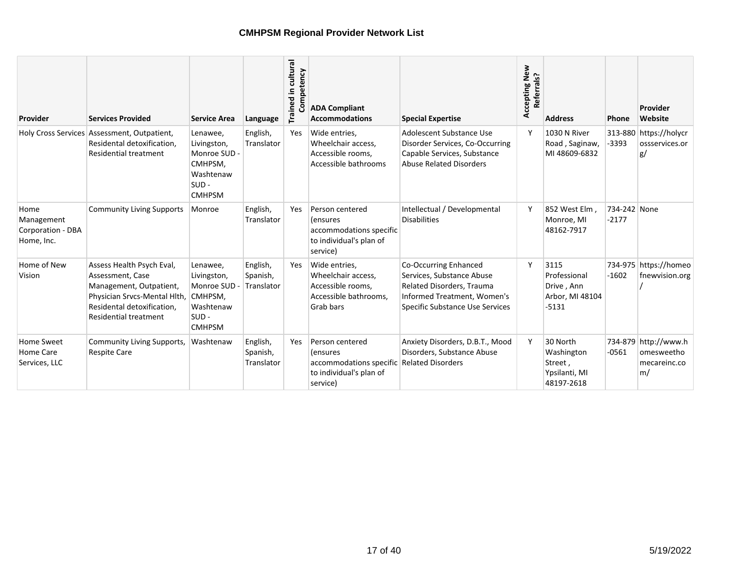# CMHPSM Regional Provider Network List

| Provider | Services Provided | Service Area | Language | Trained in cultural Competency | ADA Compliant Accommodations | Special Expertise | Accepting New Referrals? | Address | Phone | Provider Website |
|---|---|---|---|---|---|---|---|---|---|---|
| Holy Cross Services | Assessment, Outpatient, Residental detoxification, Residential treatment | Lenawee, Livingston, Monroe SUD - CMHPSM, Washtenaw SUD - CMHPSM | English, Translator | Yes | Wide entries, Wheelchair access, Accessible rooms, Accessible bathrooms | Adolescent Substance Use Disorder Services, Co-Occurring Capable Services, Substance Abuse Related Disorders | Y | 1030 N River Road , Saginaw, MI 48609-6832 | 313-880-3393 | https://holycrossservices.org/ |
| Home Management Corporation - DBA Home, Inc. | Community Living Supports | Monroe | English, Translator | Yes | Person centered (ensures accommodations specific to individual's plan of service) | Intellectual / Developmental Disabilities | Y | 852 West Elm , Monroe, MI 48162-7917 | 734-242-2177 | None |
| Home of New Vision | Assess Health Psych Eval, Assessment, Case Management, Outpatient, Physician Srvcs-Mental Hlth, Residental detoxification, Residential treatment | Lenawee, Livingston, Monroe SUD - CMHPSM, Washtenaw SUD - CMHPSM | English, Spanish, Translator | Yes | Wide entries, Wheelchair access, Accessible rooms, Accessible bathrooms, Grab bars | Co-Occurring Enhanced Services, Substance Abuse Related Disorders, Trauma Informed Treatment, Women's Specific Substance Use Services | Y | 3115 Professional Drive , Ann Arbor, MI 48104-5131 | 734-975-1602 | https://homeofnewvision.org/ |
| Home Sweet Home Care Services, LLC | Community Living Supports, Respite Care | Washtenaw | English, Spanish, Translator | Yes | Person centered (ensures accommodations specific to individual's plan of service) | Anxiety Disorders, D.B.T., Mood Disorders, Substance Abuse Related Disorders | Y | 30 North Washington Street , Ypsilanti, MI 48197-2618 | 734-879-0561 | http://www.homesweethomecareinc.com/ |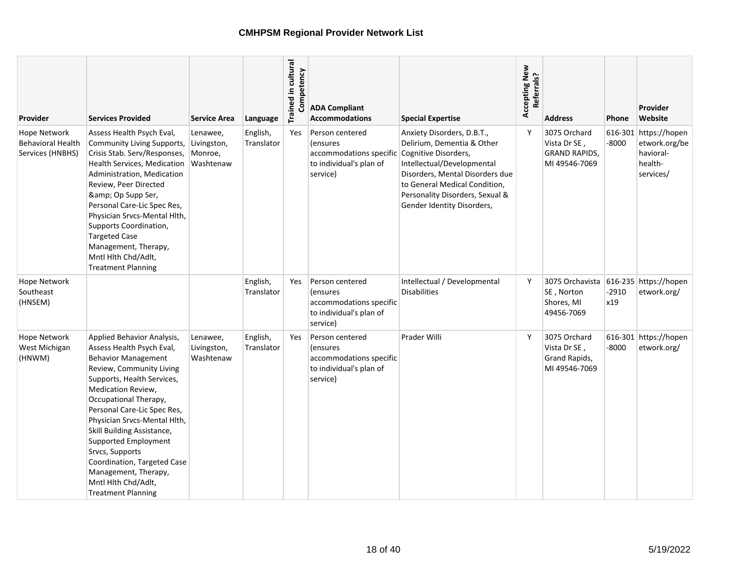# CMHPSM Regional Provider Network List

| Provider | Services Provided | Service Area | Language | Trained in cultural Competency | ADA Compliant Accommodations | Special Expertise | Accepting New Referrals? | Address | Phone | Provider Website |
|---|---|---|---|---|---|---|---|---|---|---|
| Hope Network Behavioral Health Services (HNBHS) | Assess Health Psych Eval, Community Living Supports, Crisis Stab. Serv/Responses, Health Services, Medication Administration, Medication Review, Peer Directed &amp; Op Supp Ser, Personal Care-Lic Spec Res, Physician Srvcs-Mental Hlth, Supports Coordination, Targeted Case Management, Therapy, Mntl Hlth Chd/Adlt, Treatment Planning | Lenawee, Livingston, Monroe, Washtenaw | English, Translator | Yes | Person centered (ensures accommodations specific to individual's plan of service) | Anxiety Disorders, D.B.T., Delirium, Dementia & Other Cognitive Disorders, Intellectual/Developmental Disorders, Mental Disorders due to General Medical Condition, Personality Disorders, Sexual & Gender Identity Disorders, | Y | 3075 Orchard Vista Dr SE , GRAND RAPIDS, MI 49546-7069 | 616-301 -8000 | https://hopenetwork.org/behavioral-health-services/ |
| Hope Network Southeast (HNSEM) | | | English, Translator | Yes | Person centered (ensures accommodations specific to individual's plan of service) | Intellectual / Developmental Disabilities | Y | 3075 Orchavista SE , Norton Shores, MI 49456-7069 | 616-235 -2910 x19 | https://hopenetwork.org/ |
| Hope Network West Michigan (HNWM) | Applied Behavior Analysis, Assess Health Psych Eval, Behavior Management Review, Community Living Supports, Health Services, Medication Review, Occupational Therapy, Personal Care-Lic Spec Res, Physician Srvcs-Mental Hlth, Skill Building Assistance, Supported Employment Srvcs, Supports Coordination, Targeted Case Management, Therapy, Mntl Hlth Chd/Adlt, Treatment Planning | Lenawee, Livingston, Washtenaw | English, Translator | Yes | Person centered (ensures accommodations specific to individual's plan of service) | Prader Willi | Y | 3075 Orchard Vista Dr SE , Grand Rapids, MI 49546-7069 | 616-301 -8000 | https://hopenetwork.org/ |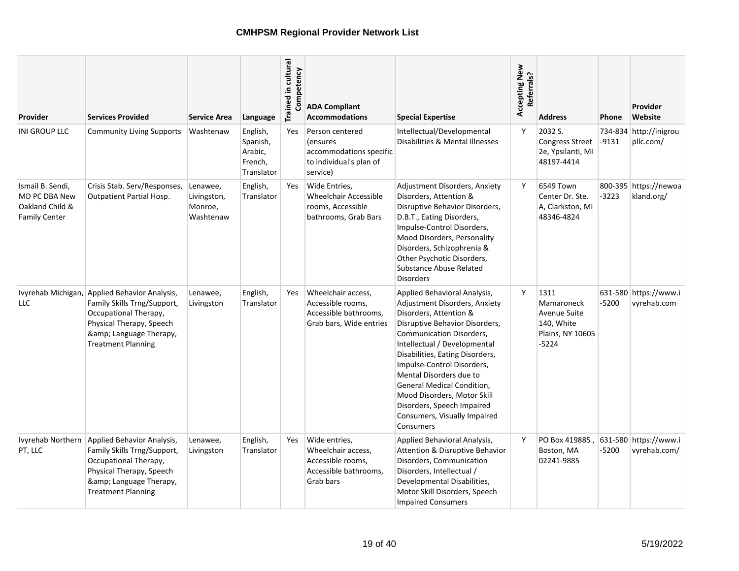# CMHPSM Regional Provider Network List

| Provider | Services Provided | Service Area | Language | Trained in cultural Competency | ADA Compliant Accommodations | Special Expertise | Accepting New Referrals? | Address | Phone | Provider Website |
|---|---|---|---|---|---|---|---|---|---|---|
| INI GROUP LLC | Community Living Supports | Washtenaw | English, Spanish, Arabic, French, Translator | Yes | Person centered (ensures accommodations specific to individual's plan of service) | Intellectual/Developmental Disabilities & Mental Illnesses | Y | 2032 S. Congress Street 2e, Ypsilanti, MI 48197-4414 | 734-834-9131 | http://inigroupllc.com/ |
| Ismail B. Sendi, MD PC DBA New Oakland Child & Family Center | Crisis Stab. Serv/Responses, Outpatient Partial Hosp. | Lenawee, Livingston, Monroe, Washtenaw | English, Translator | Yes | Wide Entries, Wheelchair Accessible rooms, Accessible bathrooms, Grab Bars | Adjustment Disorders, Anxiety Disorders, Attention & Disruptive Behavior Disorders, D.B.T., Eating Disorders, Impulse-Control Disorders, Mood Disorders, Personality Disorders, Schizophrenia & Other Psychotic Disorders, Substance Abuse Related Disorders | Y | 6549 Town Center Dr. Ste. A, Clarkston, MI 48346-4824 | 800-395-3223 | https://newoakland.org/ |
| Ivyrehab Michigan, LLC | Applied Behavior Analysis, Family Skills Trng/Support, Occupational Therapy, Physical Therapy, Speech &amp; Language Therapy, Treatment Planning | Lenawee, Livingston | English, Translator | Yes | Wheelchair access, Accessible rooms, Accessible bathrooms, Grab bars, Wide entries | Applied Behavioral Analysis, Adjustment Disorders, Anxiety Disorders, Attention & Disruptive Behavior Disorders, Communication Disorders, Intellectual / Developmental Disabilities, Eating Disorders, Impulse-Control Disorders, Mental Disorders due to General Medical Condition, Mood Disorders, Motor Skill Disorders, Speech Impaired Consumers, Visually Impaired Consumers | Y | 1311 Mamaroneck Avenue Suite 140, White Plains, NY 10605-5224 | 631-580-5200 | https://www.ivyrehab.com |
| Ivyrehab Northern PT, LLC | Applied Behavior Analysis, Family Skills Trng/Support, Occupational Therapy, Physical Therapy, Speech &amp; Language Therapy, Treatment Planning | Lenawee, Livingston | English, Translator | Yes | Wide entries, Wheelchair access, Accessible rooms, Accessible bathrooms, Grab bars | Applied Behavioral Analysis, Attention & Disruptive Behavior Disorders, Communication Disorders, Intellectual / Developmental Disabilities, Motor Skill Disorders, Speech Impaired Consumers | Y | PO Box 419885 , Boston, MA 02241-9885 | 631-580-5200 | https://www.ivyrehab.com/ |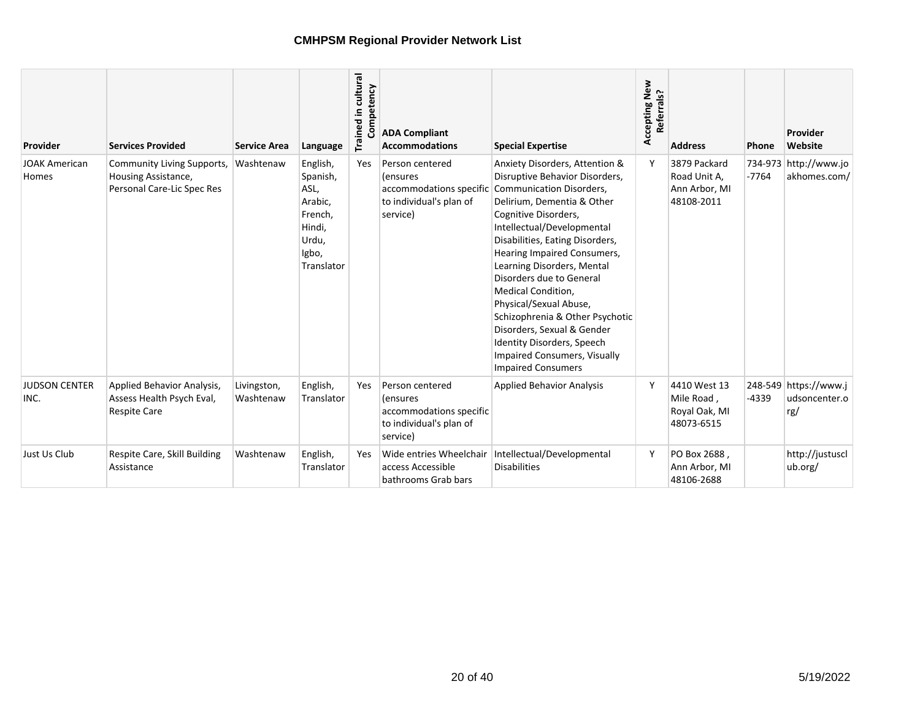# CMHPSM Regional Provider Network List

| Provider | Services Provided | Service Area | Language | Trained in cultural Competency | ADA Compliant Accommodations | Special Expertise | Accepting New Referrals? | Address | Phone | Provider Website |
|---|---|---|---|---|---|---|---|---|---|---|
| JOAK American Homes | Community Living Supports, Housing Assistance, Personal Care-Lic Spec Res | Washtenaw | English, Spanish, ASL, Arabic, French, Hindi, Urdu, Igbo, Translator | Yes | Person centered (ensures accommodations specific to individual's plan of service) | Anxiety Disorders, Attention & Disruptive Behavior Disorders, Communication Disorders, Delirium, Dementia & Other Cognitive Disorders, Intellectual/Developmental Disabilities, Eating Disorders, Hearing Impaired Consumers, Learning Disorders, Mental Disorders due to General Medical Condition, Physical/Sexual Abuse, Schizophrenia & Other Psychotic Disorders, Sexual & Gender Identity Disorders, Speech Impaired Consumers, Visually Impaired Consumers | Y | 3879 Packard Road Unit A, Ann Arbor, MI 48108-2011 | 734-973-7764 | http://www.joakhomes.com/ |
| JUDSON CENTER INC. | Applied Behavior Analysis, Assess Health Psych Eval, Respite Care | Livingston, Washtenaw | English, Translator | Yes | Person centered (ensures accommodations specific to individual's plan of service) | Applied Behavior Analysis | Y | 4410 West 13 Mile Road , Royal Oak, MI 48073-6515 | 248-549-4339 | https://www.judsoncenter.org/ |
| Just Us Club | Respite Care, Skill Building Assistance | Washtenaw | English, Translator | Yes | Wide entries Wheelchair access Accessible bathrooms Grab bars | Intellectual/Developmental Disabilities | Y | PO Box 2688 , Ann Arbor, MI 48106-2688 | | http://justusclub.org/ |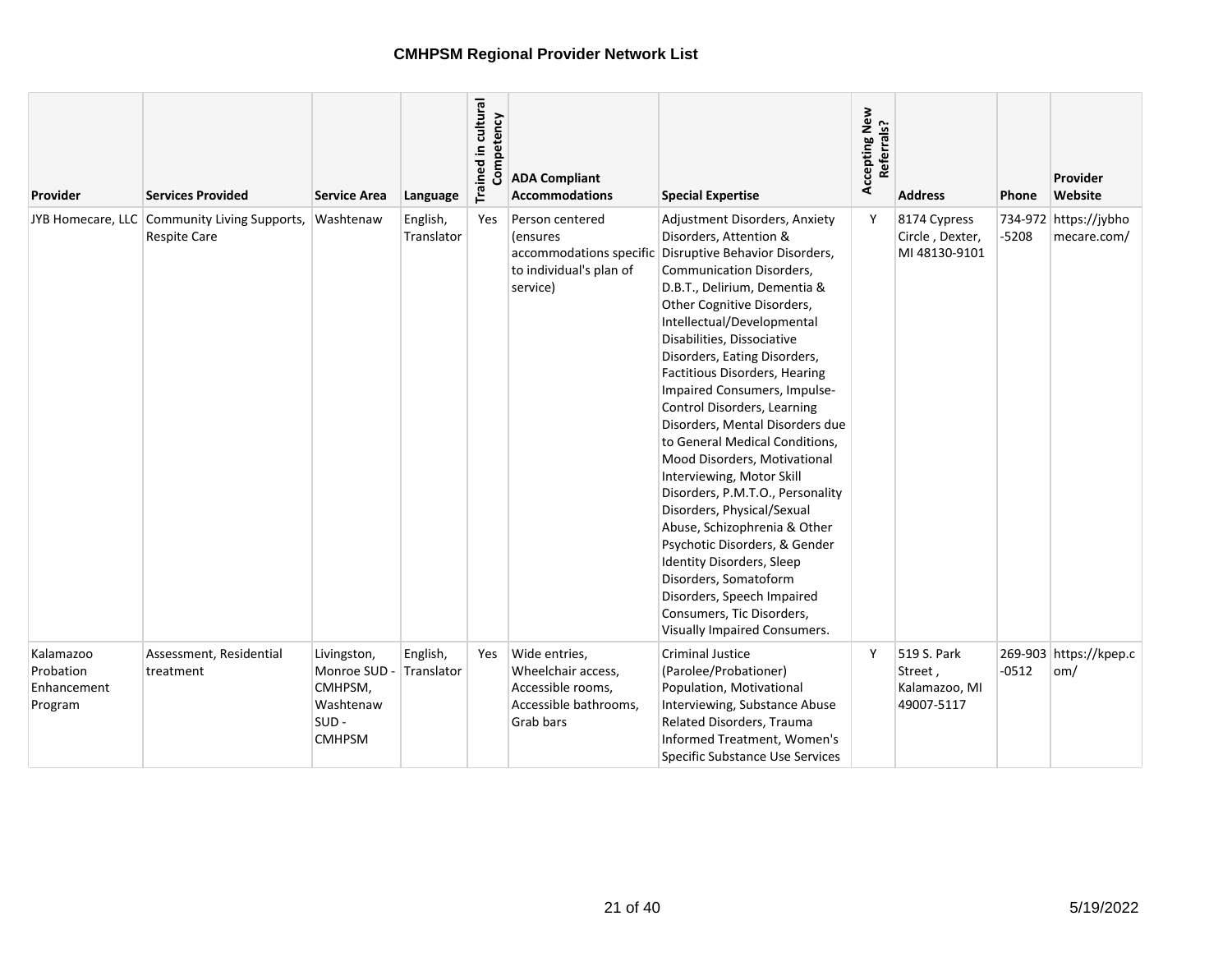# CMHPSM Regional Provider Network List

| Provider | Services Provided | Service Area | Language | Trained in cultural Competency | ADA Compliant Accommodations | Special Expertise | Accepting New Referrals? | Address | Phone | Provider Website |
|---|---|---|---|---|---|---|---|---|---|---|
| JYB Homecare, LLC | Community Living Supports, Respite Care | Washtenaw | English, Translator | Yes | Person centered (ensures accommodations specific to individual's plan of service) | Adjustment Disorders, Anxiety Disorders, Attention & Disruptive Behavior Disorders, Communication Disorders, D.B.T., Delirium, Dementia & Other Cognitive Disorders, Intellectual/Developmental Disabilities, Dissociative Disorders, Eating Disorders, Factitious Disorders, Hearing Impaired Consumers, Impulse-Control Disorders, Learning Disorders, Mental Disorders due to General Medical Conditions, Mood Disorders, Motivational Interviewing, Motor Skill Disorders, P.M.T.O., Personality Disorders, Physical/Sexual Abuse, Schizophrenia & Other Psychotic Disorders, & Gender Identity Disorders, Sleep Disorders, Somatoform Disorders, Speech Impaired Consumers, Tic Disorders, Visually Impaired Consumers. | Y | 8174 Cypress Circle , Dexter, MI 48130-9101 | 734-972-5208 | https://jybhomecare.com/ |
| Kalamazoo Probation Enhancement Program | Assessment, Residential treatment | Livingston, Monroe SUD - CMHPSM, Washtenaw SUD - CMHPSM | English, Translator | Yes | Wide entries, Wheelchair access, Accessible rooms, Accessible bathrooms, Grab bars | Criminal Justice (Parolee/Probationer) Population, Motivational Interviewing, Substance Abuse Related Disorders, Trauma Informed Treatment, Women's Specific Substance Use Services | Y | 519 S. Park Street , Kalamazoo, MI 49007-5117 | 269-903-0512 | https://kpep.com/ |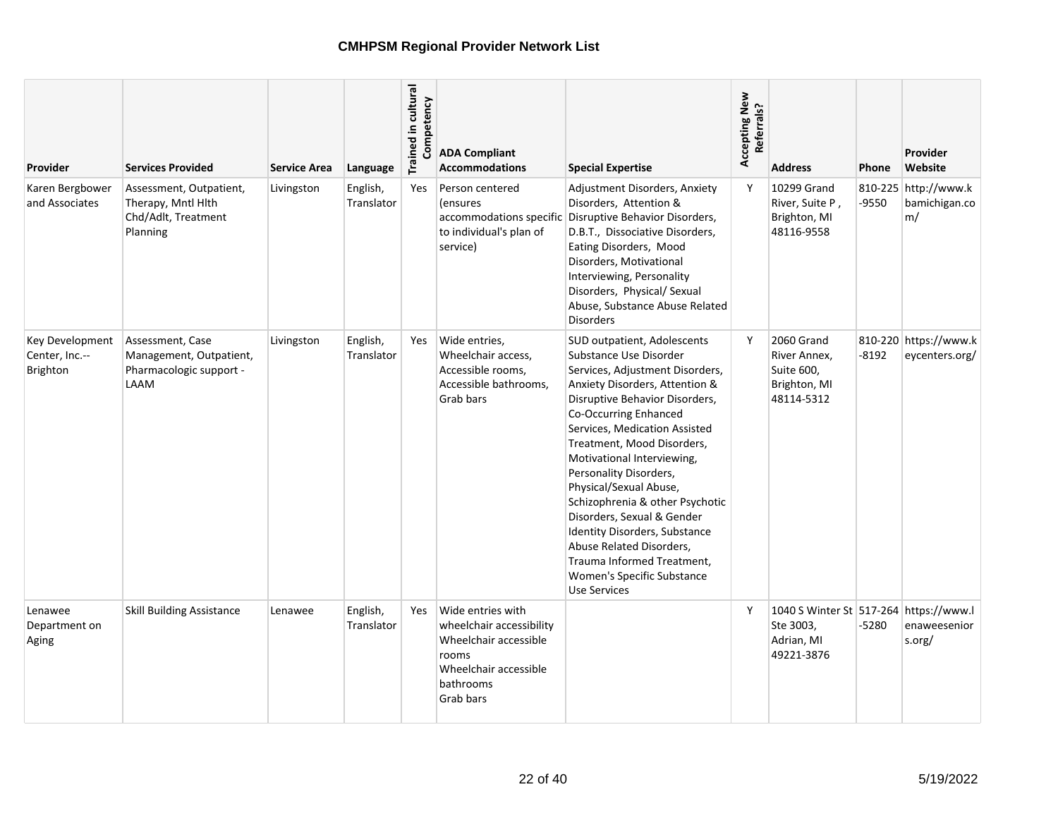# CMHPSM Regional Provider Network List

| Provider | Services Provided | Service Area | Language | Trained in cultural Competency | ADA Compliant Accommodations | Special Expertise | Accepting New Referrals? | Address | Phone | Provider Website |
|---|---|---|---|---|---|---|---|---|---|---|
| Karen Bergbower and Associates | Assessment, Outpatient, Therapy, Mntl Hlth Chd/Adlt, Treatment Planning | Livingston | English, Translator | Yes | Person centered (ensures accommodations specific to individual's plan of service) | Adjustment Disorders, Anxiety Disorders, Attention & Disruptive Behavior Disorders, D.B.T., Dissociative Disorders, Eating Disorders, Mood Disorders, Motivational Interviewing, Personality Disorders, Physical/ Sexual Abuse, Substance Abuse Related Disorders | Y | 10299 Grand River, Suite P , Brighton, MI 48116-9558 | 810-225-9550 | http://www.kbamichigan.com/ |
| Key Development Center, Inc.--Brighton | Assessment, Case Management, Outpatient, Pharmacologic support - LAAM | Livingston | English, Translator | Yes | Wide entries, Wheelchair access, Accessible rooms, Accessible bathrooms, Grab bars | SUD outpatient, Adolescents Substance Use Disorder Services, Adjustment Disorders, Anxiety Disorders, Attention & Disruptive Behavior Disorders, Co-Occurring Enhanced Services, Medication Assisted Treatment, Mood Disorders, Motivational Interviewing, Personality Disorders, Physical/Sexual Abuse, Schizophrenia & other Psychotic Disorders, Sexual & Gender Identity Disorders, Substance Abuse Related Disorders, Trauma Informed Treatment, Women's Specific Substance Use Services | Y | 2060 Grand River Annex, Suite 600, Brighton, MI 48114-5312 | 810-220-8192 | https://www.keycenters.org/ |
| Lenawee Department on Aging | Skill Building Assistance | Lenawee | English, Translator | Yes | Wide entries with wheelchair accessibility Wheelchair accessible rooms Wheelchair accessible bathrooms Grab bars | | Y | 1040 S Winter St Ste 3003, Adrian, MI 49221-3876 | 517-264-5280 | https://www.lenaweeseniors.org/ |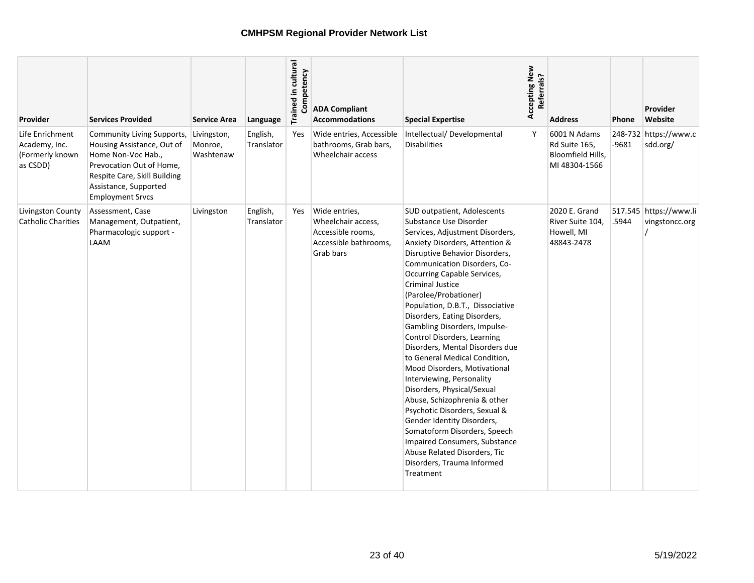## CMHPSM Regional Provider Network List

| Provider | Services Provided | Service Area | Language | Trained in cultural Competency | ADA Compliant Accommodations | Special Expertise | Accepting New Referrals? | Address | Phone | Provider Website |
|---|---|---|---|---|---|---|---|---|---|---|
| Life Enrichment Academy, Inc. (Formerly known as CSDD) | Community Living Supports, Housing Assistance, Out of Home Non-Voc Hab., Prevocation Out of Home, Respite Care, Skill Building Assistance, Supported Employment Srvcs | Livingston, Monroe, Washtenaw | English, Translator | Yes | Wide entries, Accessible bathrooms, Grab bars, Wheelchair access | Intellectual/ Developmental Disabilities | Y | 6001 N Adams Rd Suite 165, Bloomfield Hills, MI 48304-1566 | 248-732-9681 | https://www.csdd.org/ |
| Livingston County Catholic Charities | Assessment, Case Management, Outpatient, Pharmacologic support - LAAM | Livingston | English, Translator | Yes | Wide entries, Wheelchair access, Accessible rooms, Accessible bathrooms, Grab bars | SUD outpatient, Adolescents Substance Use Disorder Services, Adjustment Disorders, Anxiety Disorders, Attention & Disruptive Behavior Disorders, Communication Disorders, Co-Occurring Capable Services, Criminal Justice (Parolee/Probationer) Population, D.B.T., Dissociative Disorders, Eating Disorders, Gambling Disorders, Impulse-Control Disorders, Learning Disorders, Mental Disorders due to General Medical Condition, Mood Disorders, Motivational Interviewing, Personality Disorders, Physical/Sexual Abuse, Schizophrenia & other Psychotic Disorders, Sexual & Gender Identity Disorders, Somatoform Disorders, Speech Impaired Consumers, Substance Abuse Related Disorders, Tic Disorders, Trauma Informed Treatment | | 2020 E. Grand River Suite 104, Howell, MI 48843-2478 | 517.545.5944 | https://www.livingstoncc.org/ |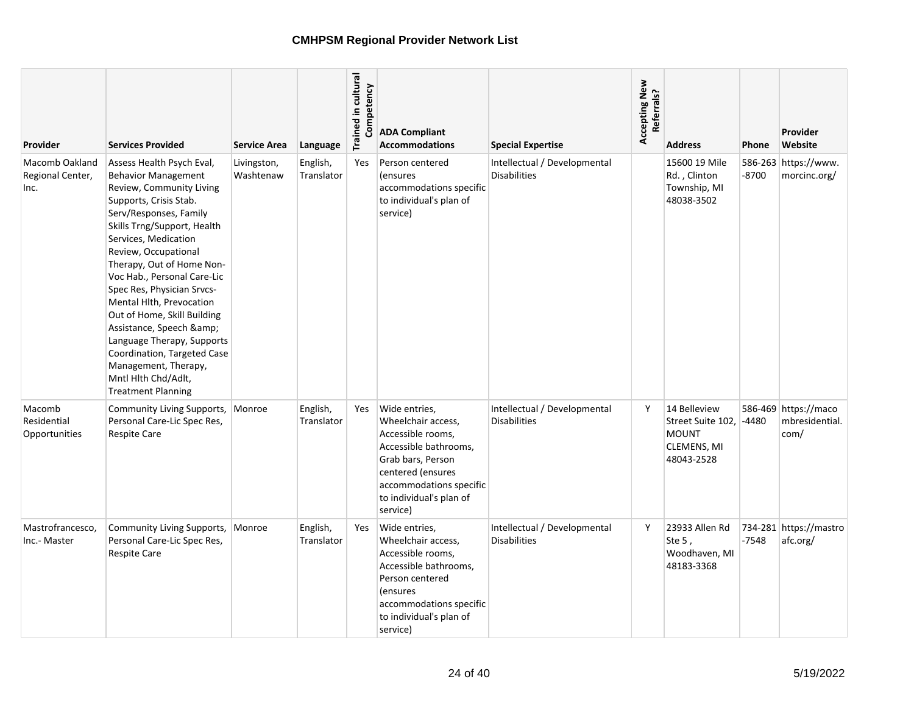# CMHPSM Regional Provider Network List

| Provider | Services Provided | Service Area | Language | Trained in cultural Competency | ADA Compliant Accommodations | Special Expertise | Accepting New Referrals? | Address | Phone | Provider Website |
|---|---|---|---|---|---|---|---|---|---|---|
| Macomb Oakland Regional Center, Inc. | Assess Health Psych Eval, Behavior Management Review, Community Living Supports, Crisis Stab. Serv/Responses, Family Skills Trng/Support, Health Services, Medication Review, Occupational Therapy, Out of Home Non-Voc Hab., Personal Care-Lic Spec Res, Physician Srvcs-Mental Hlth, Prevocation Out of Home, Skill Building Assistance, Speech &amp; Language Therapy, Supports Coordination, Targeted Case Management, Therapy, Mntl Hlth Chd/Adlt, Treatment Planning | Livingston, Washtenaw | English, Translator | Yes | Person centered (ensures accommodations specific to individual's plan of service) | Intellectual / Developmental Disabilities | | 15600 19 Mile Rd. , Clinton Township, MI 48038-3502 | 586-263-8700 | https://www.morcinc.org/ |
| Macomb Residential Opportunities | Community Living Supports, Personal Care-Lic Spec Res, Respite Care | Monroe | English, Translator | Yes | Wide entries, Wheelchair access, Accessible rooms, Accessible bathrooms, Grab bars, Person centered (ensures accommodations specific to individual's plan of service) | Intellectual / Developmental Disabilities | Y | 14 Belleview Street Suite 102, MOUNT CLEMENS, MI 48043-2528 | 586-469-4480 | https://macombresidential.com/ |
| Mastrofrancesco, Inc.- Master | Community Living Supports, Personal Care-Lic Spec Res, Respite Care | Monroe | English, Translator | Yes | Wide entries, Wheelchair access, Accessible rooms, Accessible bathrooms, Person centered (ensures accommodations specific to individual's plan of service) | Intellectual / Developmental Disabilities | Y | 23933 Allen Rd Ste 5 , Woodhaven, MI 48183-3368 | 734-281-7548 | https://mastroafc.org/ |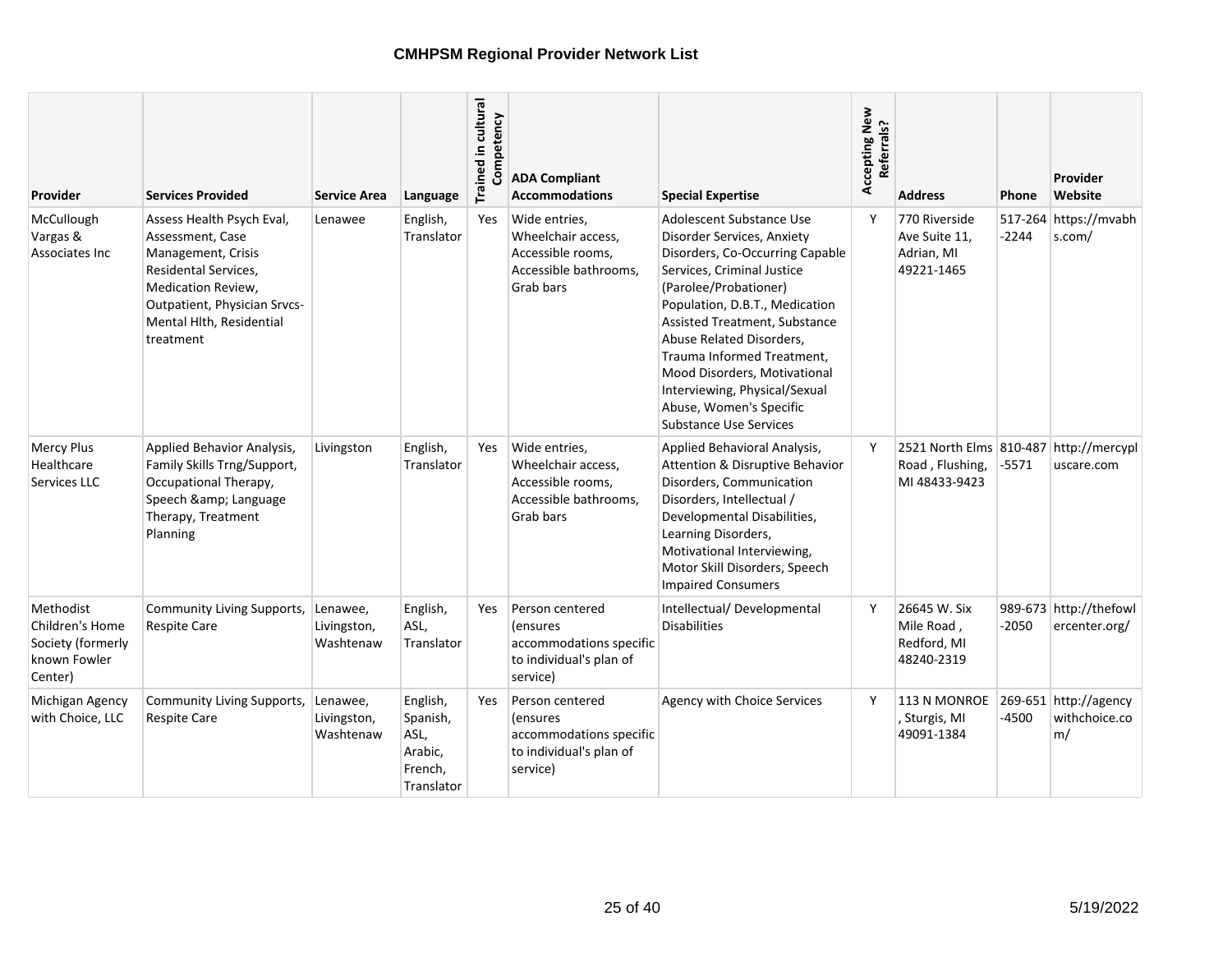# CMHPSM Regional Provider Network List

| Provider | Services Provided | Service Area | Language | Trained in cultural Competency | ADA Compliant Accommodations | Special Expertise | Accepting New Referrals? | Address | Phone | Provider Website |
|---|---|---|---|---|---|---|---|---|---|---|
| McCullough Vargas & Associates Inc | Assess Health Psych Eval, Assessment, Case Management, Crisis Residental Services, Medication Review, Outpatient, Physician Srvcs-Mental Hlth, Residential treatment | Lenawee | English, Translator | Yes | Wide entries, Wheelchair access, Accessible rooms, Accessible bathrooms, Grab bars | Adolescent Substance Use Disorder Services, Anxiety Disorders, Co-Occurring Capable Services, Criminal Justice (Parolee/Probationer) Population, D.B.T., Medication Assisted Treatment, Substance Abuse Related Disorders, Trauma Informed Treatment, Mood Disorders, Motivational Interviewing, Physical/Sexual Abuse, Women's Specific Substance Use Services | Y | 770 Riverside Ave Suite 11, Adrian, MI 49221-1465 | 517-264-2244 | https://mvabhs.com/ |
| Mercy Plus Healthcare Services LLC | Applied Behavior Analysis, Family Skills Trng/Support, Occupational Therapy, Speech &amp; Language Therapy, Treatment Planning | Livingston | English, Translator | Yes | Wide entries, Wheelchair access, Accessible rooms, Accessible bathrooms, Grab bars | Applied Behavioral Analysis, Attention & Disruptive Behavior Disorders, Communication Disorders, Intellectual / Developmental Disabilities, Learning Disorders, Motivational Interviewing, Motor Skill Disorders, Speech Impaired Consumers | Y | 2521 North Elms Road , Flushing, MI 48433-9423 | 810-487-5571 | http://mercypluscare.com |
| Methodist Children's Home Society (formerly known Fowler Center) | Community Living Supports, Respite Care | Lenawee, Livingston, Washtenaw | English, ASL, Translator | Yes | Person centered (ensures accommodations specific to individual's plan of service) | Intellectual/ Developmental Disabilities | Y | 26645 W. Six Mile Road , Redford, MI 48240-2319 | 989-673-2050 | http://thefowlercenter.org/ |
| Michigan Agency with Choice, LLC | Community Living Supports, Respite Care | Lenawee, Livingston, Washtenaw | English, Spanish, ASL, Arabic, French, Translator | Yes | Person centered (ensures accommodations specific to individual's plan of service) | Agency with Choice Services | Y | 113 N MONROE , Sturgis, MI 49091-1384 | 269-651-4500 | http://agencywithchoice.com/ |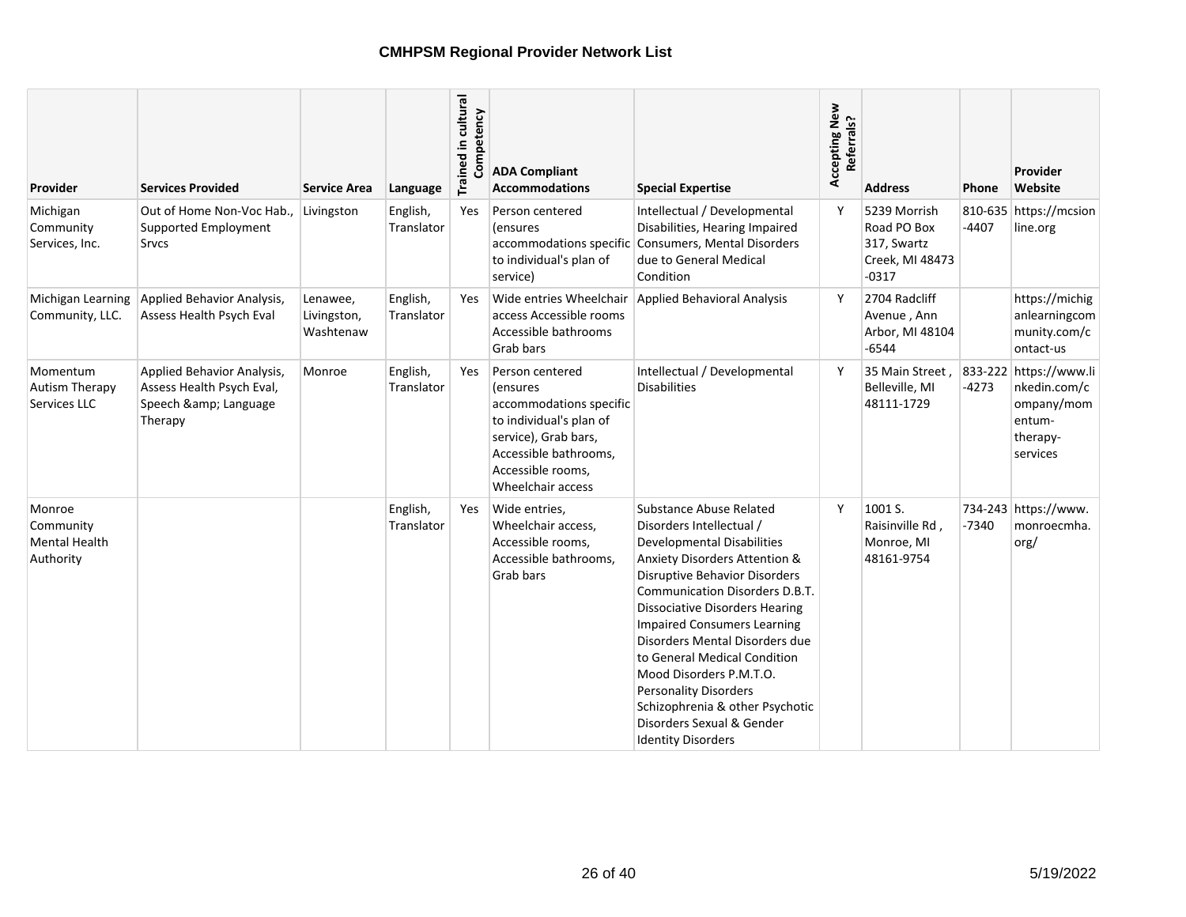**CMHPSM Regional Provider Network List**

| Provider | Services Provided | Service Area | Language | Trained in cultural Competency | ADA Compliant Accommodations | Special Expertise | Accepting New Referrals? | Address | Phone | Provider Website |
|---|---|---|---|---|---|---|---|---|---|---|
| Michigan Community Services, Inc. | Out of Home Non-Voc Hab., Supported Employment Srvcs | Livingston | English, Translator | Yes | Person centered (ensures accommodations specific to individual's plan of service) | Intellectual / Developmental Disabilities, Hearing Impaired Consumers, Mental Disorders due to General Medical Condition | Y | 5239 Morrish Road PO Box 317, Swartz Creek, MI 48473 -0317 | 810-635 -4407 | https://mcsionline.org |
| Michigan Learning Community, LLC. | Applied Behavior Analysis, Assess Health Psych Eval | Lenawee, Livingston, Washtenaw | English, Translator | Yes | Wide entries Wheelchair access Accessible rooms Accessible bathrooms Grab bars | Applied Behavioral Analysis | Y | 2704 Radcliff Avenue , Ann Arbor, MI 48104 -6544 | | https://michiganlearningcommunity.com/contact-us |
| Momentum Autism Therapy Services LLC | Applied Behavior Analysis, Assess Health Psych Eval, Speech &amp; Language Therapy | Monroe | English, Translator | Yes | Person centered (ensures accommodations specific to individual's plan of service), Grab bars, Accessible bathrooms, Accessible rooms, Wheelchair access | Intellectual / Developmental Disabilities | Y | 35 Main Street , Belleville, MI 48111-1729 | 833-222 -4273 | https://www.linkedin.com/company/momentum-therapy-services |
| Monroe Community Mental Health Authority | | | English, Translator | Yes | Wide entries, Wheelchair access, Accessible rooms, Accessible bathrooms, Grab bars | Substance Abuse Related Disorders Intellectual / Developmental Disabilities Anxiety Disorders Attention & Disruptive Behavior Disorders Communication Disorders D.B.T. Dissociative Disorders Hearing Impaired Consumers Learning Disorders Mental Disorders due to General Medical Condition Mood Disorders P.M.T.O. Personality Disorders Schizophrenia & other Psychotic Disorders Sexual & Gender Identity Disorders | Y | 1001 S. Raisinville Rd , Monroe, MI 48161-9754 | 734-243 -7340 | https://www.monroecmha.org/ |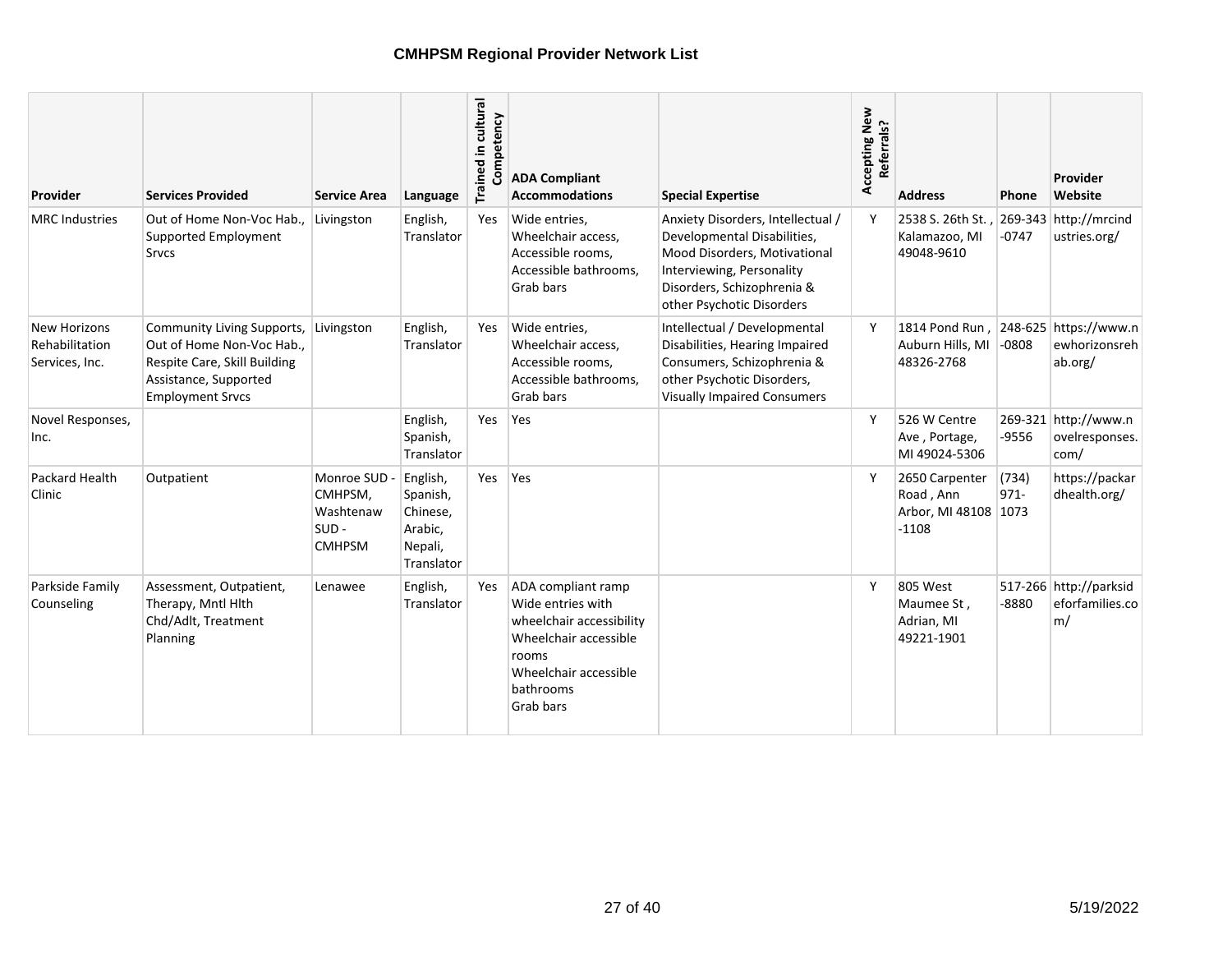**CMHPSM Regional Provider Network List**

| Provider | Services Provided | Service Area | Language | Trained in cultural Competency | ADA Compliant Accommodations | Special Expertise | Accepting New Referrals? | Address | Phone | Provider Website |
|---|---|---|---|---|---|---|---|---|---|---|
| MRC Industries | Out of Home Non-Voc Hab., Supported Employment Srvcs | Livingston | English, Translator | Yes | Wide entries, Wheelchair access, Accessible rooms, Accessible bathrooms, Grab bars | Anxiety Disorders, Intellectual / Developmental Disabilities, Mood Disorders, Motivational Interviewing, Personality Disorders, Schizophrenia & other Psychotic Disorders | Y | 2538 S. 26th St. , Kalamazoo, MI 49048-9610 | 269-343-0747 | http://mrcindustries.org/ |
| New Horizons Rehabilitation Services, Inc. | Community Living Supports, Out of Home Non-Voc Hab., Respite Care, Skill Building Assistance, Supported Employment Srvcs | Livingston | English, Translator | Yes | Wide entries, Wheelchair access, Accessible rooms, Accessible bathrooms, Grab bars | Intellectual / Developmental Disabilities, Hearing Impaired Consumers, Schizophrenia & other Psychotic Disorders, Visually Impaired Consumers | Y | 1814 Pond Run , Auburn Hills, MI 48326-2768 | 248-625-0808 | https://www.newhorizonsrehab.org/ |
| Novel Responses, Inc. | | | English, Spanish, Translator | Yes | Yes | | Y | 526 W Centre Ave , Portage, MI 49024-5306 | 269-321-9556 | http://www.novelresponses.com/ |
| Packard Health Clinic | Outpatient | Monroe SUD - CMHPSM, Washtenaw SUD - CMHPSM | English, Spanish, Chinese, Arabic, Nepali, Translator | Yes | Yes | | Y | 2650 Carpenter Road , Ann Arbor, MI 48108-1108 | (734) 971-1073 | https://packardhealth.org/ |
| Parkside Family Counseling | Assessment, Outpatient, Therapy, Mntl Hlth Chd/Adlt, Treatment Planning | Lenawee | English, Translator | Yes | ADA compliant ramp<br>Wide entries with wheelchair accessibility<br>Wheelchair accessible rooms<br>Wheelchair accessible bathrooms<br>Grab bars | | Y | 805 West Maumee St , Adrian, MI 49221-1901 | 517-266-8880 | http://parksideforfamilies.com/ |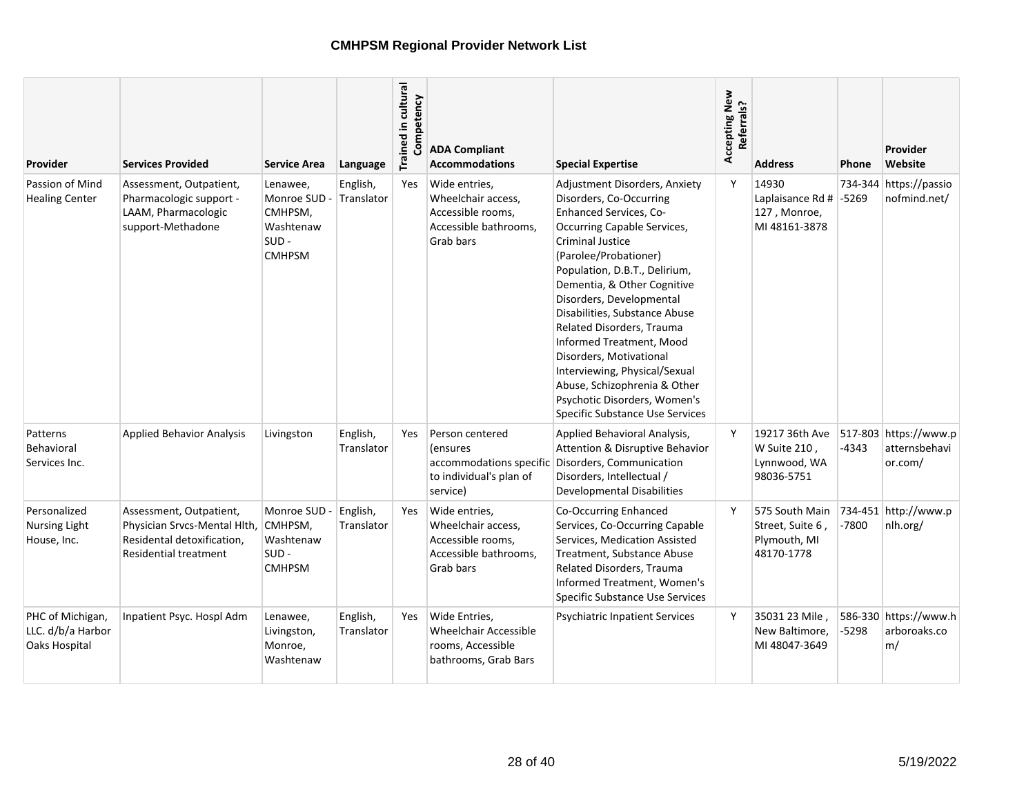# CMHPSM Regional Provider Network List

| Provider | Services Provided | Service Area | Language | Trained in cultural Competency | ADA Compliant Accommodations | Special Expertise | Accepting New Referrals? | Address | Phone | Provider Website |
|---|---|---|---|---|---|---|---|---|---|---|
| Passion of Mind Healing Center | Assessment, Outpatient, Pharmacologic support - LAAM, Pharmacologic support-Methadone | Lenawee, Monroe SUD - CMHPSM, Washtenaw SUD - CMHPSM | English, Translator | Yes | Wide entries, Wheelchair access, Accessible rooms, Accessible bathrooms, Grab bars | Adjustment Disorders, Anxiety Disorders, Co-Occurring Enhanced Services, Co-Occurring Capable Services, Criminal Justice (Parolee/Probationer) Population, D.B.T., Delirium, Dementia, & Other Cognitive Disorders, Developmental Disabilities, Substance Abuse Related Disorders, Trauma Informed Treatment, Mood Disorders, Motivational Interviewing, Physical/Sexual Abuse, Schizophrenia & Other Psychotic Disorders, Women's Specific Substance Use Services | Y | 14930 Laplaisance Rd # 127 , Monroe, MI 48161-3878 | 734-344-5269 | https://passionofmind.net/ |
| Patterns Behavioral Services Inc. | Applied Behavior Analysis | Livingston | English, Translator | Yes | Person centered (ensures accommodations specific to individual's plan of service) | Applied Behavioral Analysis, Attention & Disruptive Behavior Disorders, Communication Disorders, Intellectual / Developmental Disabilities | Y | 19217 36th Ave W Suite 210 , Lynnwood, WA 98036-5751 | 517-803-4343 | https://www.patternsbehavior.com/ |
| Personalized Nursing Light House, Inc. | Assessment, Outpatient, Physician Srvcs-Mental Hlth, Residental detoxification, Residential treatment | Monroe SUD - CMHPSM, Washtenaw SUD - CMHPSM | English, Translator | Yes | Wide entries, Wheelchair access, Accessible rooms, Accessible bathrooms, Grab bars | Co-Occurring Enhanced Services, Co-Occurring Capable Services, Medication Assisted Treatment, Substance Abuse Related Disorders, Trauma Informed Treatment, Women's Specific Substance Use Services | Y | 575 South Main Street, Suite 6 , Plymouth, MI 48170-1778 | 734-451-7800 | http://www.pnlh.org/ |
| PHC of Michigan, LLC. d/b/a Harbor Oaks Hospital | Inpatient Psyc. Hospl Adm | Lenawee, Livingston, Monroe, Washtenaw | English, Translator | Yes | Wide Entries, Wheelchair Accessible rooms, Accessible bathrooms, Grab Bars | Psychiatric Inpatient Services | Y | 35031 23 Mile , New Baltimore, MI 48047-3649 | 586-330-5298 | https://www.harboroaks.com/ |

5/19/2022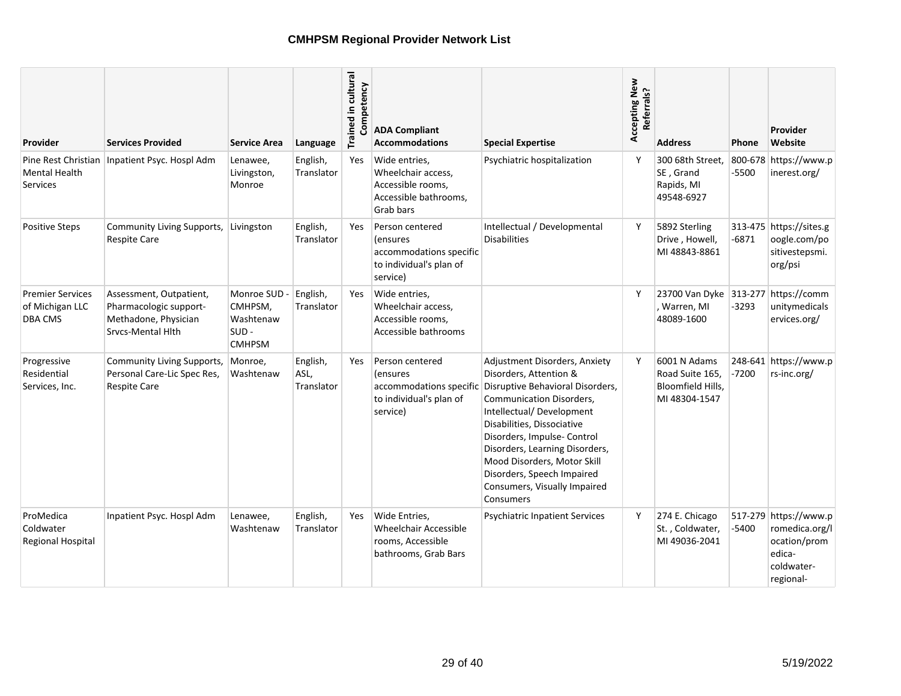# CMHPSM Regional Provider Network List

| Provider | Services Provided | Service Area | Language | Trained in cultural Competency | ADA Compliant Accommodations | Special Expertise | Accepting New Referrals? | Address | Phone | Provider Website |
|---|---|---|---|---|---|---|---|---|---|---|
| Pine Rest Christian Mental Health Services | Inpatient Psyc. Hospl Adm | Lenawee, Livingston, Monroe | English, Translator | Yes | Wide entries, Wheelchair access, Accessible rooms, Accessible bathrooms, Grab bars | Psychiatric hospitalization | Y | 300 68th Street, SE , Grand Rapids, MI 49548-6927 | 800-678-5500 | https://www.pinerest.org/ |
| Positive Steps | Community Living Supports, Respite Care | Livingston | English, Translator | Yes | Person centered (ensures accommodations specific to individual's plan of service) | Intellectual / Developmental Disabilities | Y | 5892 Sterling Drive , Howell, MI 48843-8861 | 313-475-6871 | https://sites.google.com/positivestepsmi.org/psi |
| Premier Services of Michigan LLC DBA CMS | Assessment, Outpatient, Pharmacologic support-Methadone, Physician Srvcs-Mental Hlth | Monroe SUD - CMHPSM, Washtenaw SUD - CMHPSM | English, Translator | Yes | Wide entries, Wheelchair access, Accessible rooms, Accessible bathrooms | | Y | 23700 Van Dyke , Warren, MI 48089-1600 | 313-277-3293 | https://communitymedicalservices.org/ |
| Progressive Residential Services, Inc. | Community Living Supports, Personal Care-Lic Spec Res, Respite Care | Monroe, Washtenaw | English, ASL, Translator | Yes | Person centered (ensures accommodations specific to individual's plan of service) | Adjustment Disorders, Anxiety Disorders, Attention & Disruptive Behavioral Disorders, Communication Disorders, Intellectual/ Development Disabilities, Dissociative Disorders, Impulse- Control Disorders, Learning Disorders, Mood Disorders, Motor Skill Disorders, Speech Impaired Consumers, Visually Impaired Consumers | Y | 6001 N Adams Road Suite 165, Bloomfield Hills, MI 48304-1547 | 248-641-7200 | https://www.prs-inc.org/ |
| ProMedica Coldwater Regional Hospital | Inpatient Psyc. Hospl Adm | Lenawee, Washtenaw | English, Translator | Yes | Wide Entries, Wheelchair Accessible rooms, Accessible bathrooms, Grab Bars | Psychiatric Inpatient Services | Y | 274 E. Chicago St. , Coldwater, MI 49036-2041 | 517-279-5400 | https://www.promedica.org/location/promedica-coldwater-regional- |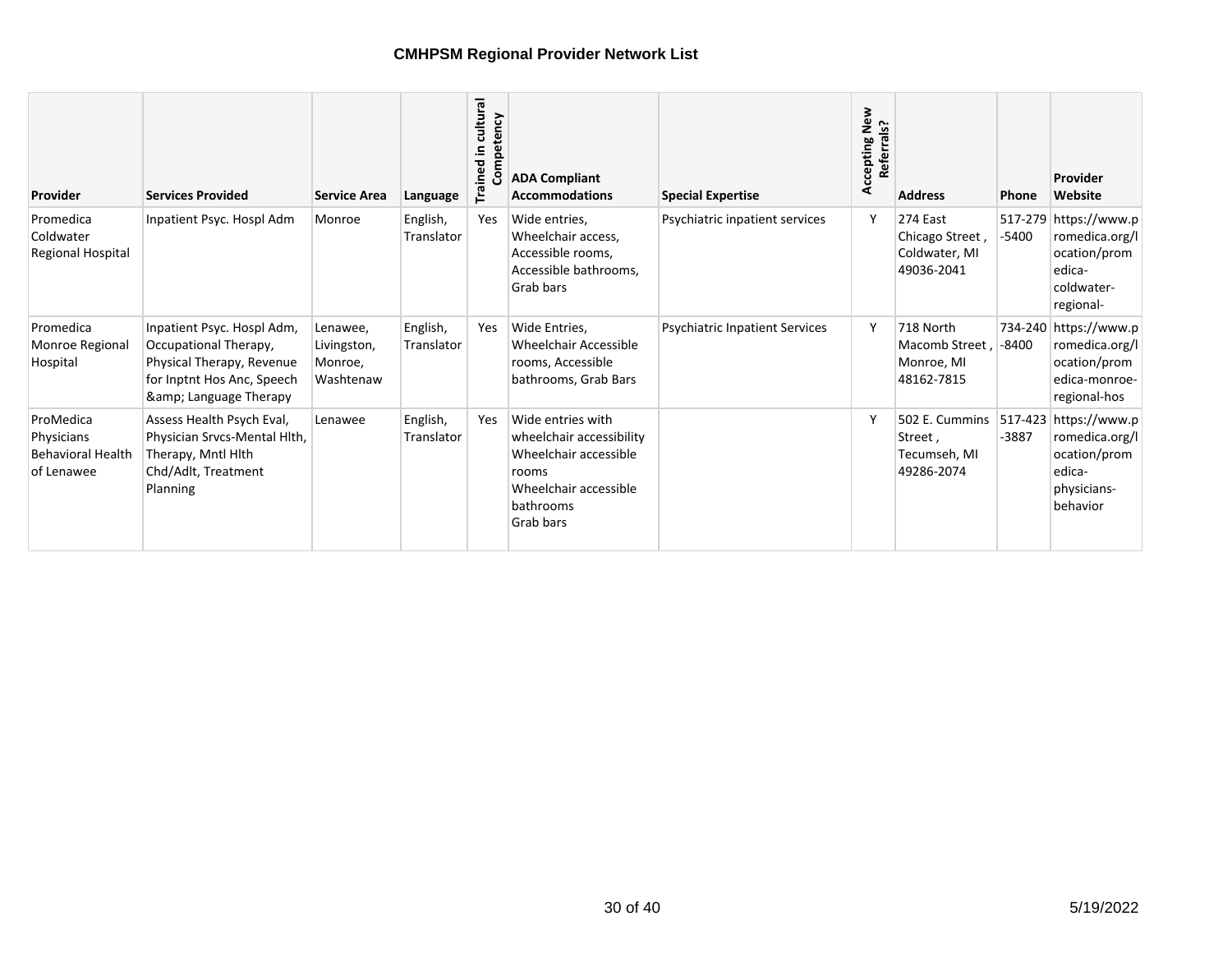**CMHPSM Regional Provider Network List**

| Provider | Services Provided | Service Area | Language | Trained in cultural Competency | ADA Compliant Accommodations | Special Expertise | Accepting New Referrals? | Address | Phone | Provider Website |
|---|---|---|---|---|---|---|---|---|---|---|
| Promedica Coldwater Regional Hospital | Inpatient Psyc. Hospl Adm | Monroe | English, Translator | Yes | Wide entries, Wheelchair access, Accessible rooms, Accessible bathrooms, Grab bars | Psychiatric inpatient services | Y | 274 East Chicago Street , Coldwater, MI 49036-2041 | 517-279-5400 | https://www.promedica.org/location/promedica-coldwater-regional- |
| Promedica Monroe Regional Hospital | Inpatient Psyc. Hospl Adm, Occupational Therapy, Physical Therapy, Revenue for Inptnt Hos Anc, Speech &amp; Language Therapy | Lenawee, Livingston, Monroe, Washtenaw | English, Translator | Yes | Wide Entries, Wheelchair Accessible rooms, Accessible bathrooms, Grab Bars | Psychiatric Inpatient Services | Y | 718 North Macomb Street , Monroe, MI 48162-7815 | 734-240-8400 | https://www.promedica.org/location/promedica-monroe-regional-hos |
| ProMedica Physicians Behavioral Health of Lenawee | Assess Health Psych Eval, Physician Srvcs-Mental Hlth, Therapy, Mntl Hlth Chd/Adlt, Treatment Planning | Lenawee | English, Translator | Yes | Wide entries with wheelchair accessibility Wheelchair accessible rooms Wheelchair accessible bathrooms Grab bars | | Y | 502 E. Cummins Street , Tecumseh, MI 49286-2074 | 517-423-3887 | https://www.promedica.org/location/promedica-physicians-behavior |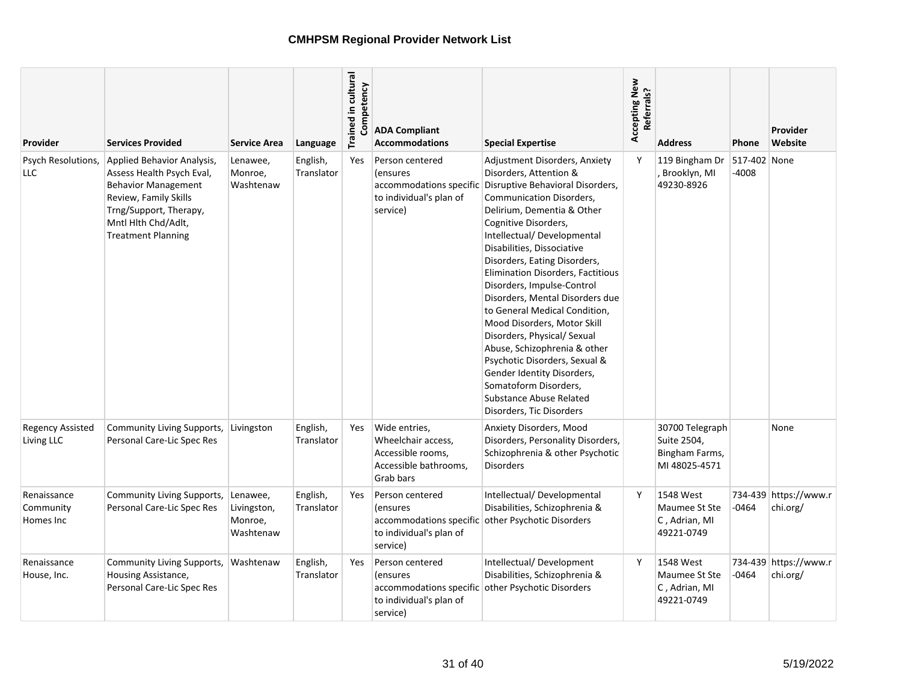# CMHPSM Regional Provider Network List

| Provider | Services Provided | Service Area | Language | Trained in cultural Competency | ADA Compliant Accommodations | Special Expertise | Accepting New Referrals? | Address | Phone | Provider Website |
|---|---|---|---|---|---|---|---|---|---|---|
| Psych Resolutions, LLC | Applied Behavior Analysis, Assess Health Psych Eval, Behavior Management Review, Family Skills Trng/Support, Therapy, Mntl Hlth Chd/Adlt, Treatment Planning | Lenawee, Monroe, Washtenaw | English, Translator | Yes | Person centered (ensures accommodations specific to individual's plan of service) | Adjustment Disorders, Anxiety Disorders, Attention & Disruptive Behavioral Disorders, Communication Disorders, Delirium, Dementia & Other Cognitive Disorders, Intellectual/ Developmental Disabilities, Dissociative Disorders, Eating Disorders, Elimination Disorders, Factitious Disorders, Impulse-Control Disorders, Mental Disorders due to General Medical Condition, Mood Disorders, Motor Skill Disorders, Physical/ Sexual Abuse, Schizophrenia & other Psychotic Disorders, Sexual & Gender Identity Disorders, Somatoform Disorders, Substance Abuse Related Disorders, Tic Disorders | Y | 119 Bingham Dr , Brooklyn, MI 49230-8926 | 517-402-4008 | None |
| Regency Assisted Living LLC | Community Living Supports, Personal Care-Lic Spec Res | Livingston | English, Translator | Yes | Wide entries, Wheelchair access, Accessible rooms, Accessible bathrooms, Grab bars | Anxiety Disorders, Mood Disorders, Personality Disorders, Schizophrenia & other Psychotic Disorders | | 30700 Telegraph Suite 2504, Bingham Farms, MI 48025-4571 | | None |
| Renaissance Community Homes Inc | Community Living Supports, Personal Care-Lic Spec Res | Lenawee, Livingston, Monroe, Washtenaw | English, Translator | Yes | Person centered (ensures accommodations specific to individual's plan of service) | Intellectual/ Developmental Disabilities, Schizophrenia & other Psychotic Disorders | Y | 1548 West Maumee St Ste C , Adrian, MI 49221-0749 | 734-439-0464 | https://www.rchi.org/ |
| Renaissance House, Inc. | Community Living Supports, Housing Assistance, Personal Care-Lic Spec Res | Washtenaw | English, Translator | Yes | Person centered (ensures accommodations specific to individual's plan of service) | Intellectual/ Development Disabilities, Schizophrenia & other Psychotic Disorders | Y | 1548 West Maumee St Ste C , Adrian, MI 49221-0749 | 734-439-0464 | https://www.rchi.org/ |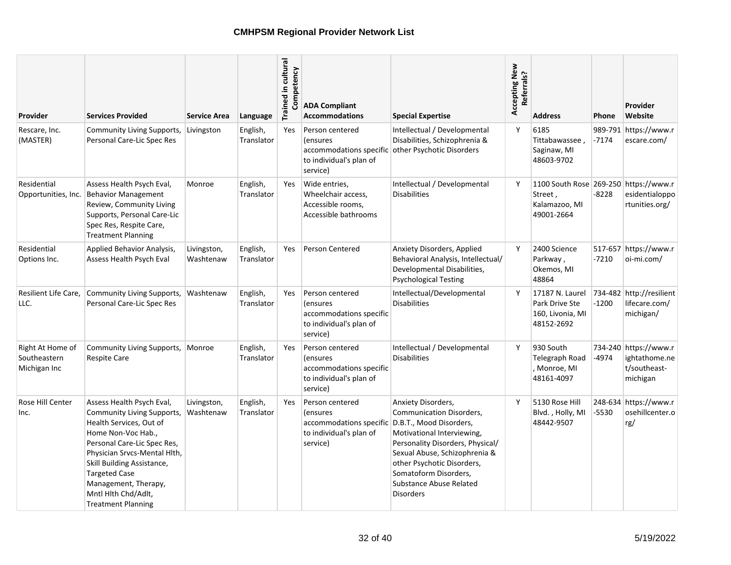# CMHPSM Regional Provider Network List

| Provider | Services Provided | Service Area | Language | Trained in cultural Competency | ADA Compliant Accommodations | Special Expertise | Accepting New Referrals? | Address | Phone | Provider Website |
|---|---|---|---|---|---|---|---|---|---|---|
| Rescare, Inc. (MASTER) | Community Living Supports, Personal Care-Lic Spec Res | Livingston | English, Translator | Yes | Person centered (ensures accommodations specific to individual's plan of service) | Intellectual / Developmental Disabilities, Schizophrenia & other Psychotic Disorders | Y | 6185 Tittabawassee , Saginaw, MI 48603-9702 | 989-791-7174 | https://www.rescare.com/ |
| Residential Opportunities, Inc. | Assess Health Psych Eval, Behavior Management Review, Community Living Supports, Personal Care-Lic Spec Res, Respite Care, Treatment Planning | Monroe | English, Translator | Yes | Wide entries, Wheelchair access, Accessible rooms, Accessible bathrooms | Intellectual / Developmental Disabilities | Y | 1100 South Rose Street , Kalamazoo, MI 49001-2664 | 269-250-8228 | https://www.residentialopportunities.org/ |
| Residential Options Inc. | Applied Behavior Analysis, Assess Health Psych Eval | Livingston, Washtenaw | English, Translator | Yes | Person Centered | Anxiety Disorders, Applied Behavioral Analysis, Intellectual/ Developmental Disabilities, Psychological Testing | Y | 2400 Science Parkway , Okemos, MI 48864 | 517-657-7210 | https://www.roi-mi.com/ |
| Resilient Life Care, LLC. | Community Living Supports, Personal Care-Lic Spec Res | Washtenaw | English, Translator | Yes | Person centered (ensures accommodations specific to individual's plan of service) | Intellectual/Developmental Disabilities | Y | 17187 N. Laurel Park Drive Ste 160, Livonia, MI 48152-2692 | 734-482-1200 | http://resilientlifecare.com/michigan/ |
| Right At Home of Southeastern Michigan Inc | Community Living Supports, Respite Care | Monroe | English, Translator | Yes | Person centered (ensures accommodations specific to individual's plan of service) | Intellectual / Developmental Disabilities | Y | 930 South Telegraph Road , Monroe, MI 48161-4097 | 734-240-4974 | https://www.rightathome.net/southeast-michigan |
| Rose Hill Center Inc. | Assess Health Psych Eval, Community Living Supports, Health Services, Out of Home Non-Voc Hab., Personal Care-Lic Spec Res, Physician Srvcs-Mental Hlth, Skill Building Assistance, Targeted Case Management, Therapy, Mntl Hlth Chd/Adlt, Treatment Planning | Livingston, Washtenaw | English, Translator | Yes | Person centered (ensures accommodations specific to individual's plan of service) | Anxiety Disorders, Communication Disorders, D.B.T., Mood Disorders, Motivational Interviewing, Personality Disorders, Physical/ Sexual Abuse, Schizophrenia & other Psychotic Disorders, Somatoform Disorders, Substance Abuse Related Disorders | Y | 5130 Rose Hill Blvd. , Holly, MI 48442-9507 | 248-634-5530 | https://www.rosehillcenter.org/ |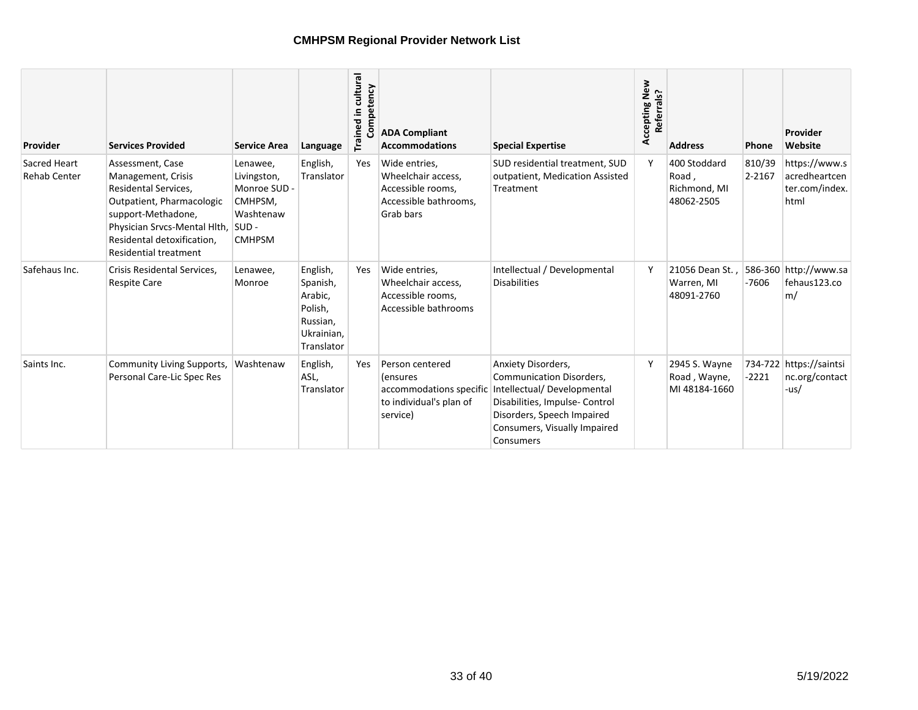# CMHPSM Regional Provider Network List

| Provider | Services Provided | Service Area | Language | Trained in cultural Competency | ADA Compliant Accommodations | Special Expertise | Accepting New Referrals? | Address | Phone | Provider Website |
|---|---|---|---|---|---|---|---|---|---|---|
| Sacred Heart Rehab Center | Assessment, Case Management, Crisis Residental Services, Outpatient, Pharmacologic support-Methadone, Physician Srvcs-Mental Hlth, Residental detoxification, Residential treatment | Lenawee, Livingston, Monroe SUD - CMHPSM, Washtenaw SUD - CMHPSM | English, Translator | Yes | Wide entries, Wheelchair access, Accessible rooms, Accessible bathrooms, Grab bars | SUD residential treatment, SUD outpatient, Medication Assisted Treatment | Y | 400 Stoddard Road , Richmond, MI 48062-2505 | 810/392-2167 | https://www.sacredheartcenter.com/index.html |
| Safehaus Inc. | Crisis Residental Services, Respite Care | Lenawee, Monroe | English, Spanish, Arabic, Polish, Russian, Ukrainian, Translator | Yes | Wide entries, Wheelchair access, Accessible rooms, Accessible bathrooms | Intellectual / Developmental Disabilities | Y | 21056 Dean St. , Warren, MI 48091-2760 | 586-360-7606 | http://www.safehaus123.com/ |
| Saints Inc. | Community Living Supports, Personal Care-Lic Spec Res | Washtenaw | English, ASL, Translator | Yes | Person centered (ensures accommodations specific to individual's plan of service) | Anxiety Disorders, Communication Disorders, Intellectual/ Developmental Disabilities, Impulse- Control Disorders, Speech Impaired Consumers, Visually Impaired Consumers | Y | 2945 S. Wayne Road , Wayne, MI 48184-1660 | 734-722-2221 | https://saintsinc.org/contact-us/ |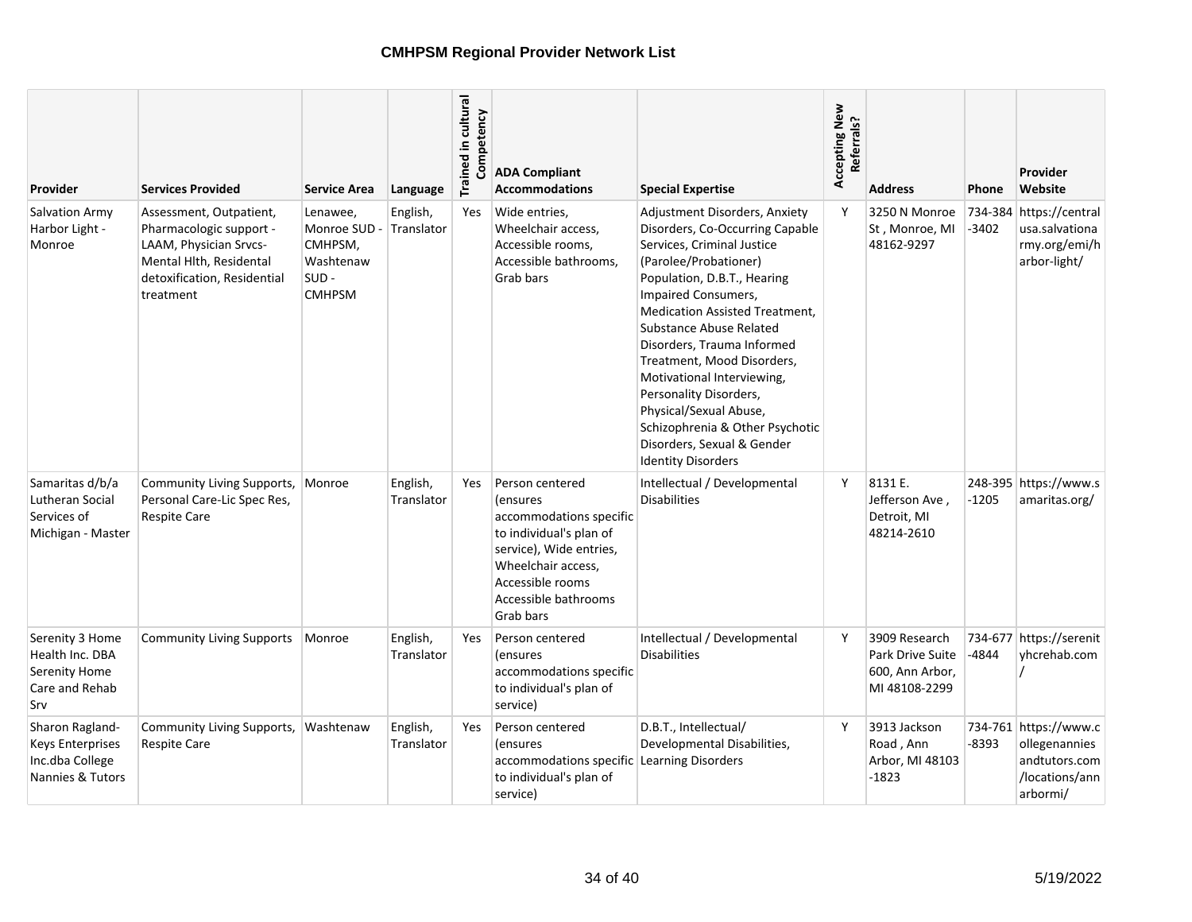# CMHPSM Regional Provider Network List

| Provider | Services Provided | Service Area | Language | Trained in cultural Competency | ADA Compliant Accommodations | Special Expertise | Accepting New Referrals? | Address | Phone | Provider Website |
|---|---|---|---|---|---|---|---|---|---|---|
| Salvation Army Harbor Light - Monroe | Assessment, Outpatient, Pharmacologic support - LAAM, Physician Srvcs-Mental Hlth, Residental detoxification, Residential treatment | Lenawee, Monroe SUD - CMHPSM, Washtenaw SUD - CMHPSM | English, Translator | Yes | Wide entries, Wheelchair access, Accessible rooms, Accessible bathrooms, Grab bars | Adjustment Disorders, Anxiety Disorders, Co-Occurring Capable Services, Criminal Justice (Parolee/Probationer) Population, D.B.T., Hearing Impaired Consumers, Medication Assisted Treatment, Substance Abuse Related Disorders, Trauma Informed Treatment, Mood Disorders, Motivational Interviewing, Personality Disorders, Physical/Sexual Abuse, Schizophrenia & Other Psychotic Disorders, Sexual & Gender Identity Disorders | Y | 3250 N Monroe St , Monroe, MI 48162-9297 | 734-384 -3402 | https://centralusa.salvationarmy.org/emi/harbor-light/ |
| Samaritas d/b/a Lutheran Social Services of Michigan - Master | Community Living Supports, Personal Care-Lic Spec Res, Respite Care | Monroe | English, Translator | Yes | Person centered (ensures accommodations specific to individual's plan of service), Wide entries, Wheelchair access, Accessible rooms Accessible bathrooms Grab bars | Intellectual / Developmental Disabilities | Y | 8131 E. Jefferson Ave , Detroit, MI 48214-2610 | 248-395 -1205 | https://www.samaritas.org/ |
| Serenity 3 Home Health Inc. DBA Serenity Home Care and Rehab Srv | Community Living Supports | Monroe | English, Translator | Yes | Person centered (ensures accommodations specific to individual's plan of service) | Intellectual / Developmental Disabilities | Y | 3909 Research Park Drive Suite 600, Ann Arbor, MI 48108-2299 | 734-677 -4844 | https://serenityhcrehab.com/ |
| Sharon Ragland-Keys Enterprises Inc.dba College Nannies & Tutors | Community Living Supports, Respite Care | Washtenaw | English, Translator | Yes | Person centered (ensures accommodations specific to individual's plan of service) | D.B.T., Intellectual/ Developmental Disabilities, Learning Disorders | Y | 3913 Jackson Road , Ann Arbor, MI 48103 -1823 | 734-761 -8393 | https://www.collegenanniesandtutors.com/locations/annarbormi/ |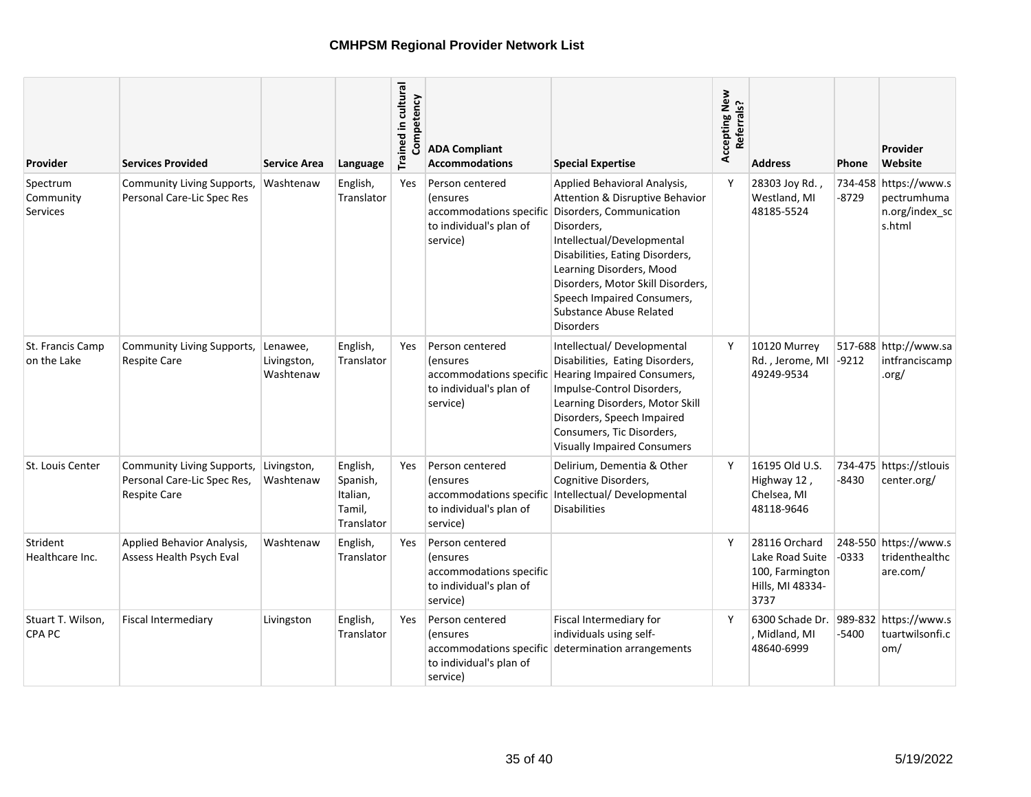# CMHPSM Regional Provider Network List

| Provider | Services Provided | Service Area | Language | Trained in cultural Competency | ADA Compliant Accommodations | Special Expertise | Accepting New Referrals? | Address | Phone | Provider Website |
|---|---|---|---|---|---|---|---|---|---|---|
| Spectrum Community Services | Community Living Supports, Personal Care-Lic Spec Res | Washtenaw | English, Translator | Yes | Person centered (ensures accommodations specific to individual's plan of service) | Applied Behavioral Analysis, Attention & Disruptive Behavior Disorders, Communication Disorders, Intellectual/Developmental Disabilities, Eating Disorders, Learning Disorders, Mood Disorders, Motor Skill Disorders, Speech Impaired Consumers, Substance Abuse Related Disorders | Y | 28303 Joy Rd. , Westland, MI 48185-5524 | 734-458-8729 | https://www.spectrumhuman.org/index_scs.html |
| St. Francis Camp on the Lake | Community Living Supports, Respite Care | Lenawee, Livingston, Washtenaw | English, Translator | Yes | Person centered (ensures accommodations specific to individual's plan of service) | Intellectual/ Developmental Disabilities, Eating Disorders, Hearing Impaired Consumers, Impulse-Control Disorders, Learning Disorders, Motor Skill Disorders, Speech Impaired Consumers, Tic Disorders, Visually Impaired Consumers | Y | 10120 Murrey Rd. , Jerome, MI 49249-9534 | 517-688-9212 | http://www.saintfranciscamp.org/ |
| St. Louis Center | Community Living Supports, Personal Care-Lic Spec Res, Respite Care | Livingston, Washtenaw | English, Spanish, Italian, Tamil, Translator | Yes | Person centered (ensures accommodations specific to individual's plan of service) | Delirium, Dementia & Other Cognitive Disorders, Intellectual/ Developmental Disabilities | Y | 16195 Old U.S. Highway 12 , Chelsea, MI 48118-9646 | 734-475-8430 | https://stlouiscenter.org/ |
| Strident Healthcare Inc. | Applied Behavior Analysis, Assess Health Psych Eval | Washtenaw | English, Translator | Yes | Person centered (ensures accommodations specific to individual's plan of service) | | Y | 28116 Orchard Lake Road Suite 100, Farmington Hills, MI 48334-3737 | 248-550-0333 | https://www.stridenthealthcare.com/ |
| Stuart T. Wilson, CPA PC | Fiscal Intermediary | Livingston | English, Translator | Yes | Person centered (ensures accommodations specific to individual's plan of service) | Fiscal Intermediary for individuals using self-determination arrangements | Y | 6300 Schade Dr. , Midland, MI 48640-6999 | 989-832-5400 | https://www.stuartwilsonfi.com/ |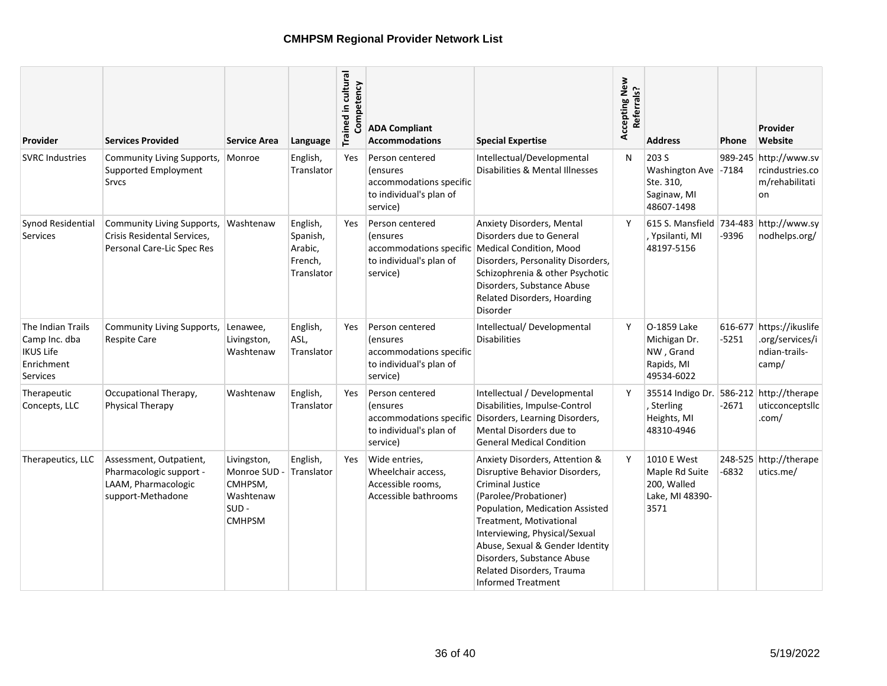# CMHPSM Regional Provider Network List

| Provider | Services Provided | Service Area | Language | Trained in cultural Competency | ADA Compliant Accommodations | Special Expertise | Accepting New Referrals? | Address | Phone | Provider Website |
|---|---|---|---|---|---|---|---|---|---|---|
| SVRC Industries | Community Living Supports, Supported Employment Srvcs | Monroe | English, Translator | Yes | Person centered (ensures accommodations specific to individual's plan of service) | Intellectual/Developmental Disabilities & Mental Illnesses | N | 203 S Washington Ave Ste. 310, Saginaw, MI 48607-1498 | 989-245-7184 | http://www.svrcindustries.com/rehabilitation |
| Synod Residential Services | Community Living Supports, Crisis Residental Services, Personal Care-Lic Spec Res | Washtenaw | English, Spanish, Arabic, French, Translator | Yes | Person centered (ensures accommodations specific to individual's plan of service) | Anxiety Disorders, Mental Disorders due to General Medical Condition, Mood Disorders, Personality Disorders, Schizophrenia & other Psychotic Disorders, Substance Abuse Related Disorders, Hoarding Disorder | Y | 615 S. Mansfield, Ypsilanti, MI 48197-5156 | 734-483-9396 | http://www.synodhelps.org/ |
| The Indian Trails Camp Inc. dba IKUS Life Enrichment Services | Community Living Supports, Respite Care | Lenawee, Livingston, Washtenaw | English, ASL, Translator | Yes | Person centered (ensures accommodations specific to individual's plan of service) | Intellectual/ Developmental Disabilities | Y | O-1859 Lake Michigan Dr. NW, Grand Rapids, MI 49534-6022 | 616-677-5251 | https://ikuslife.org/services/indian-trails-camp/ |
| Therapeutic Concepts, LLC | Occupational Therapy, Physical Therapy | Washtenaw | English, Translator | Yes | Person centered (ensures accommodations specific to individual's plan of service) | Intellectual / Developmental Disabilities, Impulse-Control Disorders, Learning Disorders, Mental Disorders due to General Medical Condition | Y | 35514 Indigo Dr., Sterling Heights, MI 48310-4946 | 586-212-2671 | http://therapeuticconceptsllc.com/ |
| Therapeutics, LLC | Assessment, Outpatient, Pharmacologic support - LAAM, Pharmacologic support-Methadone | Livingston, Monroe SUD - CMHPSM, Washtenaw SUD - CMHPSM | English, Translator | Yes | Wide entries, Wheelchair access, Accessible rooms, Accessible bathrooms | Anxiety Disorders, Attention & Disruptive Behavior Disorders, Criminal Justice (Parolee/Probationer) Population, Medication Assisted Treatment, Motivational Interviewing, Physical/Sexual Abuse, Sexual & Gender Identity Disorders, Substance Abuse Related Disorders, Trauma Informed Treatment | Y | 1010 E West Maple Rd Suite 200, Walled Lake, MI 48390-3571 | 248-525-6832 | http://therapeutics.me/ |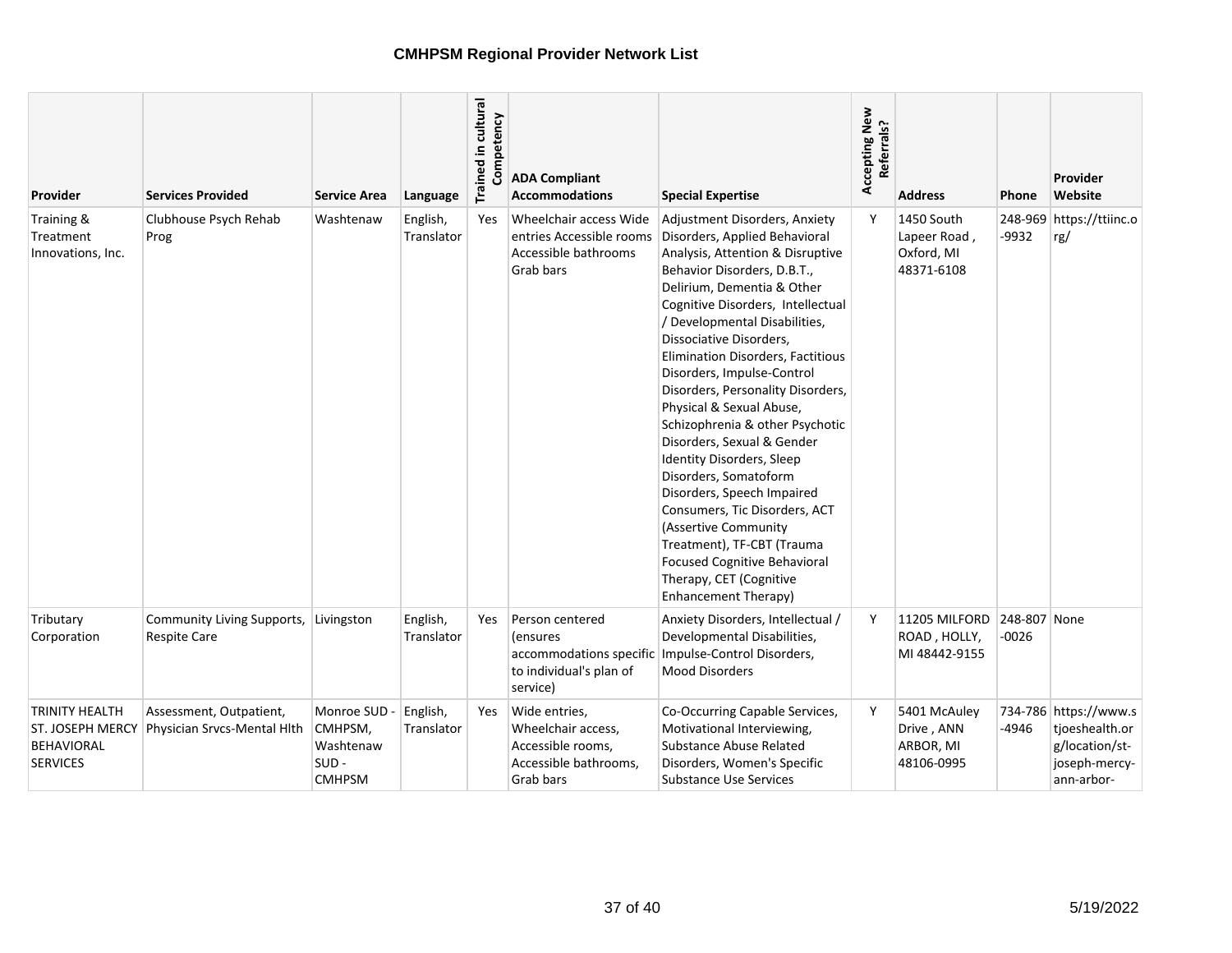# CMHPSM Regional Provider Network List

| Provider | Services Provided | Service Area | Language | Trained in cultural Competency | ADA Compliant Accommodations | Special Expertise | Accepting New Referrals? | Address | Phone | Provider Website |
|---|---|---|---|---|---|---|---|---|---|---|
| Training & Treatment Innovations, Inc. | Clubhouse Psych Rehab Prog | Washtenaw | English, Translator | Yes | Wheelchair access Wide entries Accessible rooms Accessible bathrooms Grab bars | Adjustment Disorders, Anxiety Disorders, Applied Behavioral Analysis, Attention & Disruptive Behavior Disorders, D.B.T., Delirium, Dementia & Other Cognitive Disorders, Intellectual / Developmental Disabilities, Dissociative Disorders, Elimination Disorders, Factitious Disorders, Impulse-Control Disorders, Personality Disorders, Physical & Sexual Abuse, Schizophrenia & other Psychotic Disorders, Sexual & Gender Identity Disorders, Sleep Disorders, Somatoform Disorders, Speech Impaired Consumers, Tic Disorders, ACT (Assertive Community Treatment), TF-CBT (Trauma Focused Cognitive Behavioral Therapy, CET (Cognitive Enhancement Therapy) | Y | 1450 South Lapeer Road , Oxford, MI 48371-6108 | 248-969-9932 | https://ttiinc.org/ |
| Tributary Corporation | Community Living Supports, Respite Care | Livingston | English, Translator | Yes | Person centered (ensures accommodations specific to individual's plan of service) | Anxiety Disorders, Intellectual / Developmental Disabilities, Impulse-Control Disorders, Mood Disorders | Y | 11205 MILFORD ROAD , HOLLY, MI 48442-9155 | 248-807-0026 | None |
| TRINITY HEALTH ST. JOSEPH MERCY BEHAVIORAL SERVICES | Assessment, Outpatient, Physician Srvcs-Mental Hlth | Monroe SUD - CMHPSM, Washtenaw SUD - CMHPSM | English, Translator | Yes | Wide entries, Wheelchair access, Accessible rooms, Accessible bathrooms, Grab bars | Co-Occurring Capable Services, Motivational Interviewing, Substance Abuse Related Disorders, Women's Specific Substance Use Services | Y | 5401 McAuley Drive , ANN ARBOR, MI 48106-0995 | 734-786-4946 | https://www.stjoeshealth.org/location/st-joseph-mercy-ann-arbor- |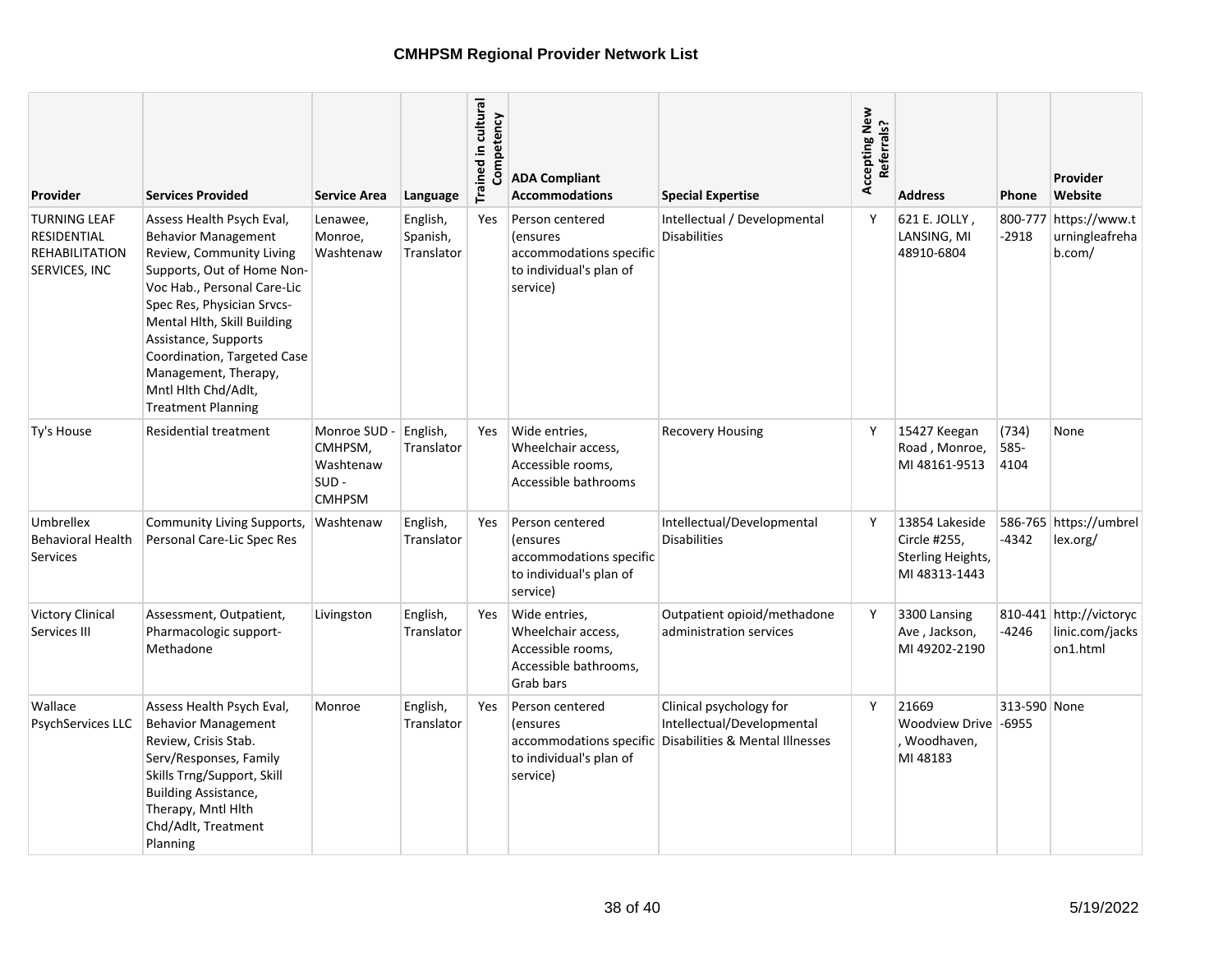# CMHPSM Regional Provider Network List

| Provider | Services Provided | Service Area | Language | Trained in cultural Competency | ADA Compliant Accommodations | Special Expertise | Accepting New Referrals? | Address | Phone | Provider Website |
|---|---|---|---|---|---|---|---|---|---|---|
| TURNING LEAF RESIDENTIAL REHABILITATION SERVICES, INC | Assess Health Psych Eval, Behavior Management Review, Community Living Supports, Out of Home Non-Voc Hab., Personal Care-Lic Spec Res, Physician Srvcs-Mental Hlth, Skill Building Assistance, Supports Coordination, Targeted Case Management, Therapy, Mntl Hlth Chd/Adlt, Treatment Planning | Lenawee, Monroe, Washtenaw | English, Spanish, Translator | Yes | Person centered (ensures accommodations specific to individual's plan of service) | Intellectual / Developmental Disabilities | Y | 621 E. JOLLY , LANSING, MI 48910-6804 | 800-777-2918 | https://www.turningleafrehab.com/ |
| Ty's House | Residential treatment | Monroe SUD - CMHPSM, Washtenaw SUD - CMHPSM | English, Translator | Yes | Wide entries, Wheelchair access, Accessible rooms, Accessible bathrooms | Recovery Housing | Y | 15427 Keegan Road , Monroe, MI 48161-9513 | (734) 585-4104 | None |
| Umbrellex Behavioral Health Services | Community Living Supports, Personal Care-Lic Spec Res | Washtenaw | English, Translator | Yes | Person centered (ensures accommodations specific to individual's plan of service) | Intellectual/Developmental Disabilities | Y | 13854 Lakeside Circle #255, Sterling Heights, MI 48313-1443 | 586-765-4342 | https://umbrellex.org/ |
| Victory Clinical Services III | Assessment, Outpatient, Pharmacologic support-Methadone | Livingston | English, Translator | Yes | Wide entries, Wheelchair access, Accessible rooms, Accessible bathrooms, Grab bars | Outpatient opioid/methadone administration services | Y | 3300 Lansing Ave , Jackson, MI 49202-2190 | 810-441-4246 | http://victoryclinic.com/jackson1.html |
| Wallace PsychServices LLC | Assess Health Psych Eval, Behavior Management Review, Crisis Stab. Serv/Responses, Family Skills Trng/Support, Skill Building Assistance, Therapy, Mntl Hlth Chd/Adlt, Treatment Planning | Monroe | English, Translator | Yes | Person centered (ensures accommodations specific to individual's plan of service) | Clinical psychology for Intellectual/Developmental Disabilities & Mental Illnesses | Y | 21669 Woodview Drive , Woodhaven, MI 48183 | 313-590-6955 | None |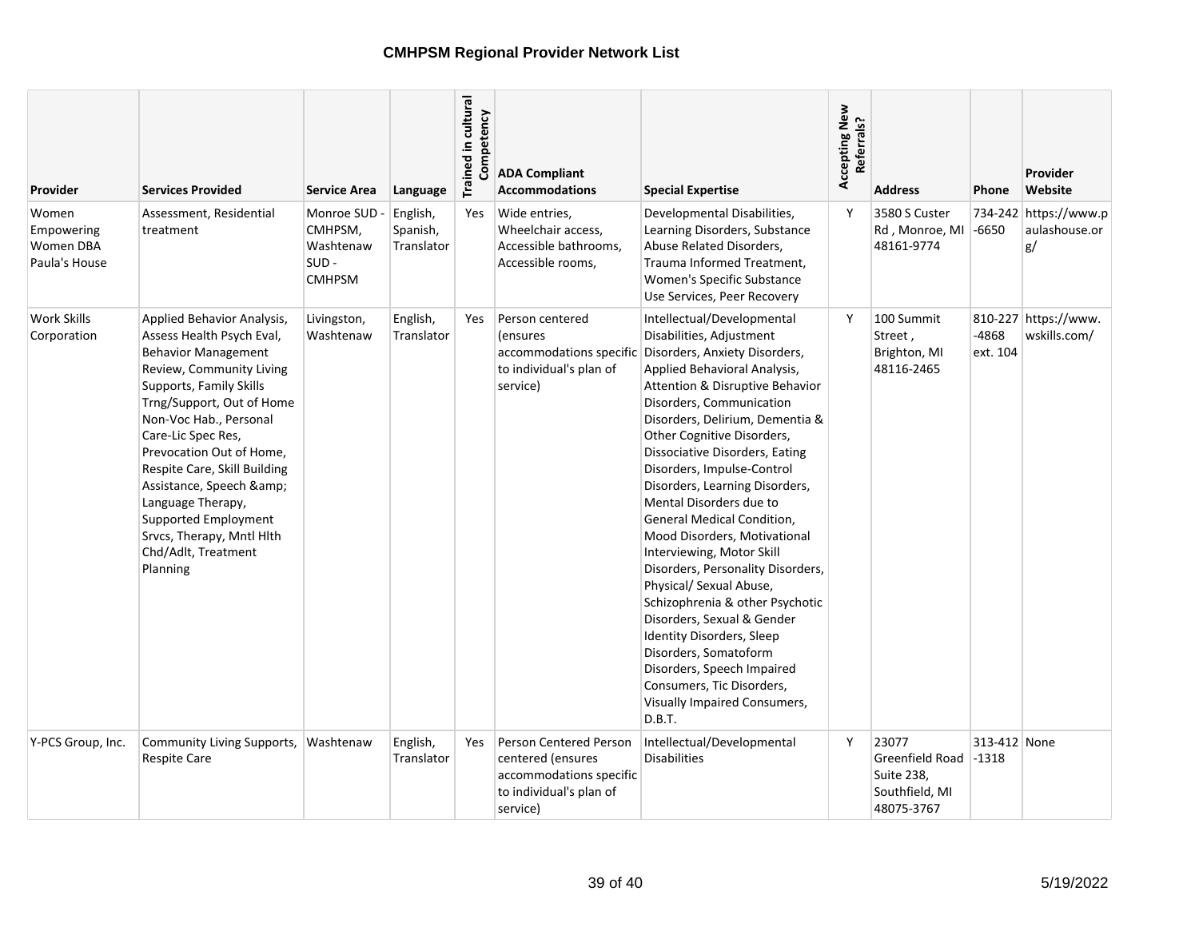# CMHPSM Regional Provider Network List

| Provider | Services Provided | Service Area | Language | Trained in cultural Competency | ADA Compliant Accommodations | Special Expertise | Accepting New Referrals? | Address | Phone | Provider Website |
|---|---|---|---|---|---|---|---|---|---|---|
| Women Empowering Women DBA Paula's House | Assessment, Residential treatment | Monroe SUD - CMHPSM, Washtenaw SUD - CMHPSM | English, Spanish, Translator | Yes | Wide entries, Wheelchair access, Accessible bathrooms, Accessible rooms, | Developmental Disabilities, Learning Disorders, Substance Abuse Related Disorders, Trauma Informed Treatment, Women's Specific Substance Use Services, Peer Recovery | Y | 3580 S Custer Rd , Monroe, MI 48161-9774 | 734-242-6650 | https://www.paulashouse.org/ |
| Work Skills Corporation | Applied Behavior Analysis, Assess Health Psych Eval, Behavior Management Review, Community Living Supports, Family Skills Trng/Support, Out of Home Non-Voc Hab., Personal Care-Lic Spec Res, Prevocation Out of Home, Respite Care, Skill Building Assistance, Speech &amp; Language Therapy, Supported Employment Srvcs, Therapy, Mntl Hlth Chd/Adlt, Treatment Planning | Livingston, Washtenaw | English, Translator | Yes | Person centered (ensures accommodations specific to individual's plan of service) | Intellectual/Developmental Disabilities, Adjustment Disorders, Anxiety Disorders, Applied Behavioral Analysis, Attention & Disruptive Behavior Disorders, Communication Disorders, Delirium, Dementia & Other Cognitive Disorders, Dissociative Disorders, Eating Disorders, Impulse-Control Disorders, Learning Disorders, Mental Disorders due to General Medical Condition, Mood Disorders, Motivational Interviewing, Motor Skill Disorders, Personality Disorders, Physical/ Sexual Abuse, Schizophrenia & other Psychotic Disorders, Sexual & Gender Identity Disorders, Sleep Disorders, Somatoform Disorders, Speech Impaired Consumers, Tic Disorders, Visually Impaired Consumers, D.B.T. | Y | 100 Summit Street , Brighton, MI 48116-2465 | 810-227-4868 ext. 104 | https://www.wskills.com/ |
| Y-PCS Group, Inc. | Community Living Supports, Respite Care | Washtenaw | English, Translator | Yes | Person Centered Person centered (ensures accommodations specific to individual's plan of service) | Intellectual/Developmental Disabilities | Y | 23077 Greenfield Road Suite 238, Southfield, MI 48075-3767 | 313-412-1318 | None |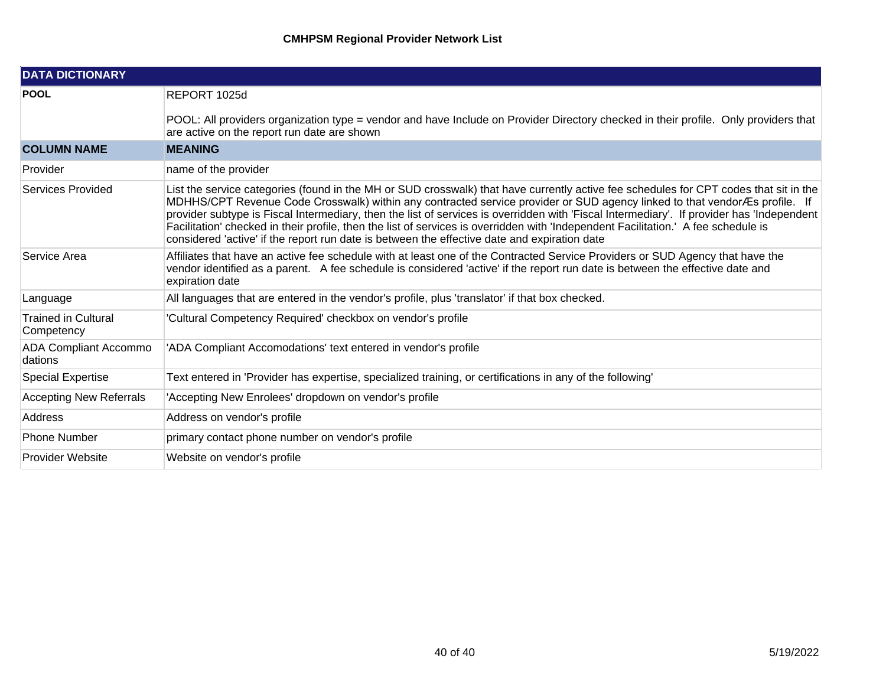## CMHPSM Regional Provider Network List

| DATA DICTIONARY | |
|---|---|
| **POOL** | REPORT 1025d<br><br>POOL: All providers organization type = vendor and have Include on Provider Directory checked in their profile. Only providers that are active on the report run date are shown |
| **COLUMN NAME** | **MEANING** |
| Provider | name of the provider |
| Services Provided | List the service categories (found in the MH or SUD crosswalk) that have currently active fee schedules for CPT codes that sit in the MDHHS/CPT Revenue Code Crosswalk) within any contracted service provider or SUD agency linked to that vendorÆs profile. If provider subtype is Fiscal Intermediary, then the list of services is overridden with 'Fiscal Intermediary'. If provider has 'Independent Facilitation' checked in their profile, then the list of services is overridden with 'Independent Facilitation.' A fee schedule is considered 'active' if the report run date is between the effective date and expiration date |
| Service Area | Affiliates that have an active fee schedule with at least one of the Contracted Service Providers or SUD Agency that have the vendor identified as a parent. A fee schedule is considered 'active' if the report run date is between the effective date and expiration date |
| Language | All languages that are entered in the vendor's profile, plus 'translator' if that box checked. |
| Trained in Cultural Competency | 'Cultural Competency Required' checkbox on vendor's profile |
| ADA Compliant Accommodations | 'ADA Compliant Accomodations' text entered in vendor's profile |
| Special Expertise | Text entered in 'Provider has expertise, specialized training, or certifications in any of the following' |
| Accepting New Referrals | 'Accepting New Enrolees' dropdown on vendor's profile |
| Address | Address on vendor's profile |
| Phone Number | primary contact phone number on vendor's profile |
| Provider Website | Website on vendor's profile |

5/19/2022